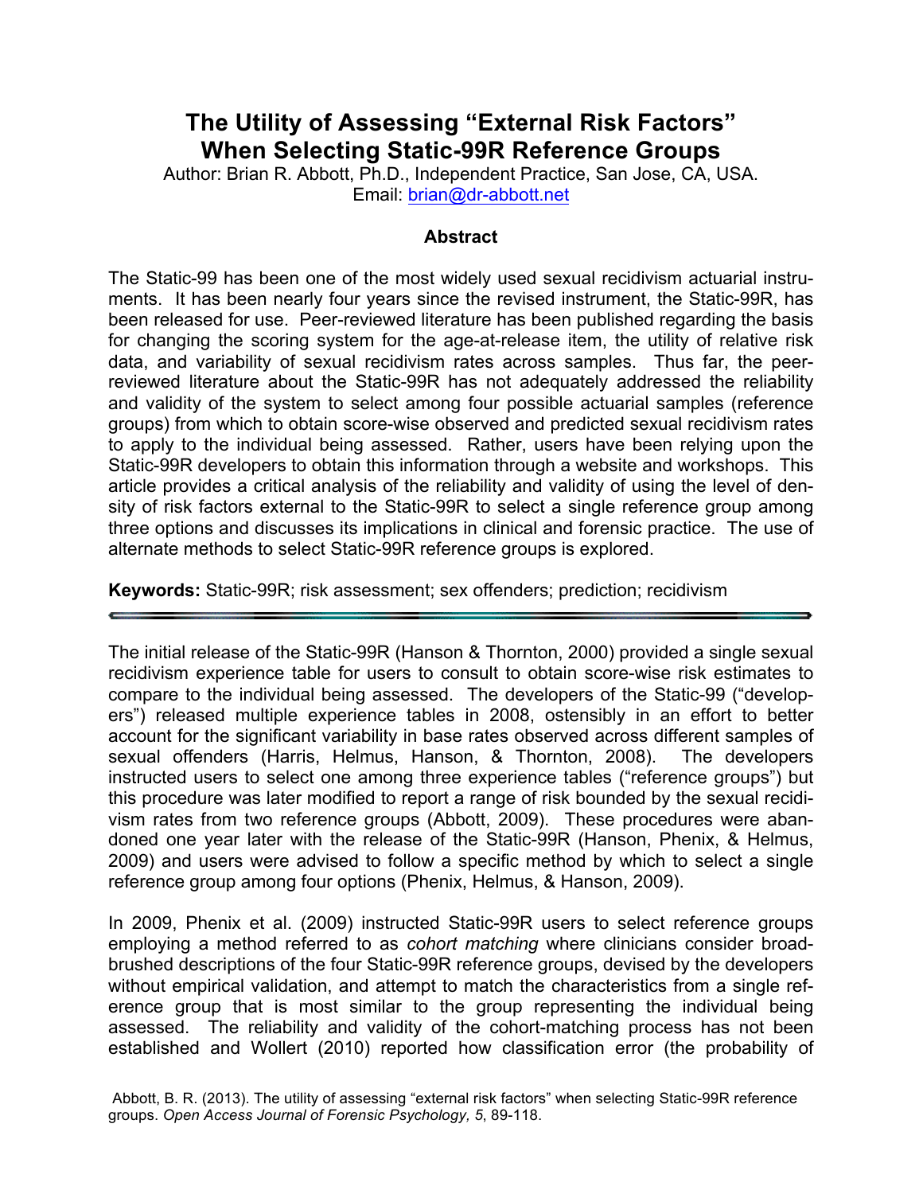# The Utility of Assessing "External Risk Factors" When Selecting Static-99R Reference Groups

Author: Brian R. Abbott, Ph.D., Independent Practice, San Jose, CA, USA.
Email: brian@dr-abbott.net

## Abstract

The Static-99 has been one of the most widely used sexual recidivism actuarial instruments. It has been nearly four years since the revised instrument, the Static-99R, has been released for use. Peer-reviewed literature has been published regarding the basis for changing the scoring system for the age-at-release item, the utility of relative risk data, and variability of sexual recidivism rates across samples. Thus far, the peer-reviewed literature about the Static-99R has not adequately addressed the reliability and validity of the system to select among four possible actuarial samples (reference groups) from which to obtain score-wise observed and predicted sexual recidivism rates to apply to the individual being assessed. Rather, users have been relying upon the Static-99R developers to obtain this information through a website and workshops. This article provides a critical analysis of the reliability and validity of using the level of density of risk factors external to the Static-99R to select a single reference group among three options and discusses its implications in clinical and forensic practice. The use of alternate methods to select Static-99R reference groups is explored.

**Keywords:** Static-99R; risk assessment; sex offenders; prediction; recidivism

---

The initial release of the Static-99R (Hanson & Thornton, 2000) provided a single sexual recidivism experience table for users to consult to obtain score-wise risk estimates to compare to the individual being assessed. The developers of the Static-99 ("developers") released multiple experience tables in 2008, ostensibly in an effort to better account for the significant variability in base rates observed across different samples of sexual offenders (Harris, Helmus, Hanson, & Thornton, 2008). The developers instructed users to select one among three experience tables ("reference groups") but this procedure was later modified to report a range of risk bounded by the sexual recidivism rates from two reference groups (Abbott, 2009). These procedures were abandoned one year later with the release of the Static-99R (Hanson, Phenix, & Helmus, 2009) and users were advised to follow a specific method by which to select a single reference group among four options (Phenix, Helmus, & Hanson, 2009).

In 2009, Phenix et al. (2009) instructed Static-99R users to select reference groups employing a method referred to as *cohort matching* where clinicians consider broad-brushed descriptions of the four Static-99R reference groups, devised by the developers without empirical validation, and attempt to match the characteristics from a single reference group that is most similar to the group representing the individual being assessed. The reliability and validity of the cohort-matching process has not been established and Wollert (2010) reported how classification error (the probability of

Abbott, B. R. (2013). The utility of assessing "external risk factors" when selecting Static-99R reference groups. *Open Access Journal of Forensic Psychology, 5*, 89-118.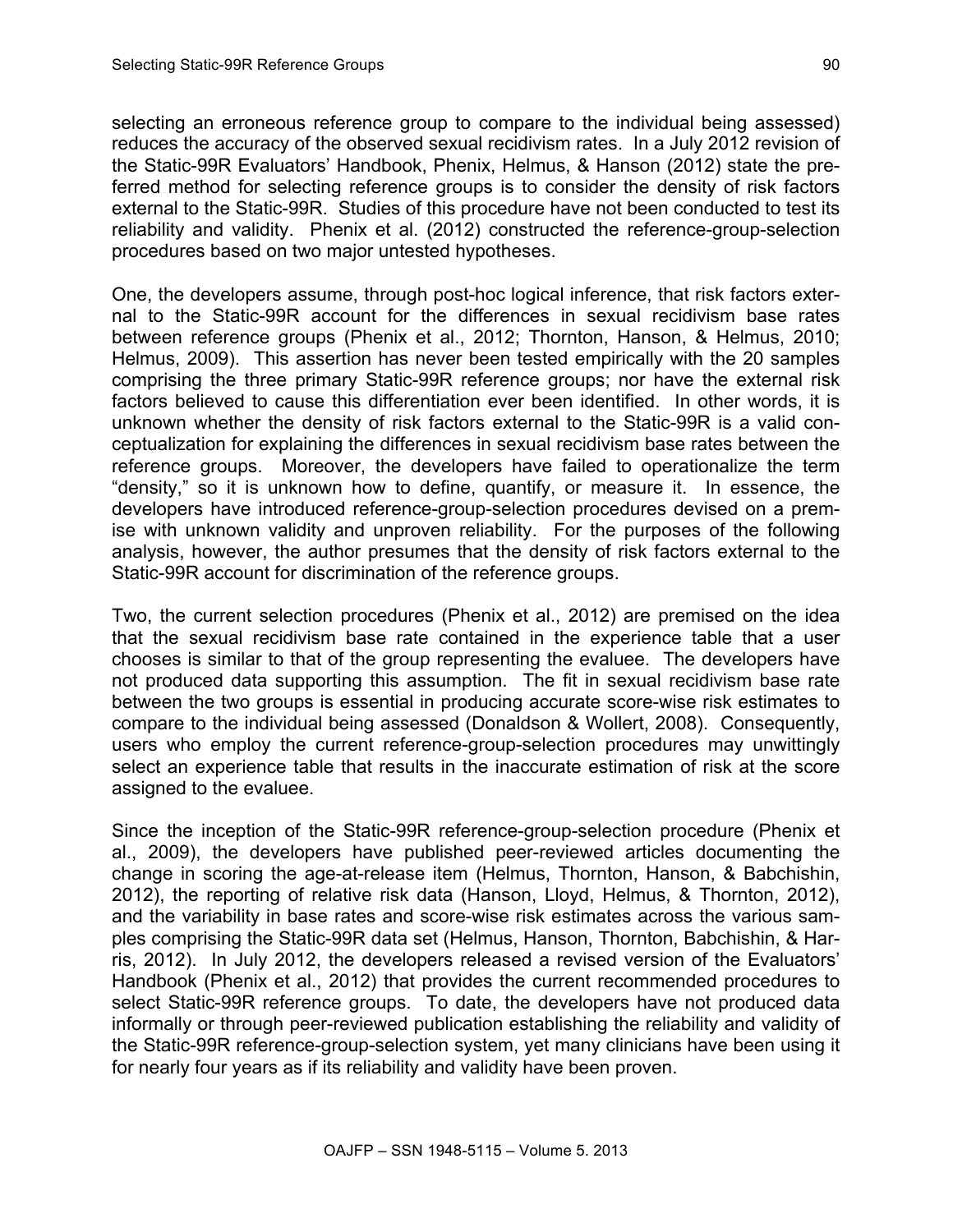selecting an erroneous reference group to compare to the individual being assessed) reduces the accuracy of the observed sexual recidivism rates. In a July 2012 revision of the Static-99R Evaluators' Handbook, Phenix, Helmus, & Hanson (2012) state the preferred method for selecting reference groups is to consider the density of risk factors external to the Static-99R. Studies of this procedure have not been conducted to test its reliability and validity. Phenix et al. (2012) constructed the reference-group-selection procedures based on two major untested hypotheses.

One, the developers assume, through post-hoc logical inference, that risk factors external to the Static-99R account for the differences in sexual recidivism base rates between reference groups (Phenix et al., 2012; Thornton, Hanson, & Helmus, 2010; Helmus, 2009). This assertion has never been tested empirically with the 20 samples comprising the three primary Static-99R reference groups; nor have the external risk factors believed to cause this differentiation ever been identified. In other words, it is unknown whether the density of risk factors external to the Static-99R is a valid conceptualization for explaining the differences in sexual recidivism base rates between the reference groups. Moreover, the developers have failed to operationalize the term "density," so it is unknown how to define, quantify, or measure it. In essence, the developers have introduced reference-group-selection procedures devised on a premise with unknown validity and unproven reliability. For the purposes of the following analysis, however, the author presumes that the density of risk factors external to the Static-99R account for discrimination of the reference groups.

Two, the current selection procedures (Phenix et al., 2012) are premised on the idea that the sexual recidivism base rate contained in the experience table that a user chooses is similar to that of the group representing the evaluee. The developers have not produced data supporting this assumption. The fit in sexual recidivism base rate between the two groups is essential in producing accurate score-wise risk estimates to compare to the individual being assessed (Donaldson & Wollert, 2008). Consequently, users who employ the current reference-group-selection procedures may unwittingly select an experience table that results in the inaccurate estimation of risk at the score assigned to the evaluee.

Since the inception of the Static-99R reference-group-selection procedure (Phenix et al., 2009), the developers have published peer-reviewed articles documenting the change in scoring the age-at-release item (Helmus, Thornton, Hanson, & Babchishin, 2012), the reporting of relative risk data (Hanson, Lloyd, Helmus, & Thornton, 2012), and the variability in base rates and score-wise risk estimates across the various samples comprising the Static-99R data set (Helmus, Hanson, Thornton, Babchishin, & Harris, 2012). In July 2012, the developers released a revised version of the Evaluators' Handbook (Phenix et al., 2012) that provides the current recommended procedures to select Static-99R reference groups. To date, the developers have not produced data informally or through peer-reviewed publication establishing the reliability and validity of the Static-99R reference-group-selection system, yet many clinicians have been using it for nearly four years as if its reliability and validity have been proven.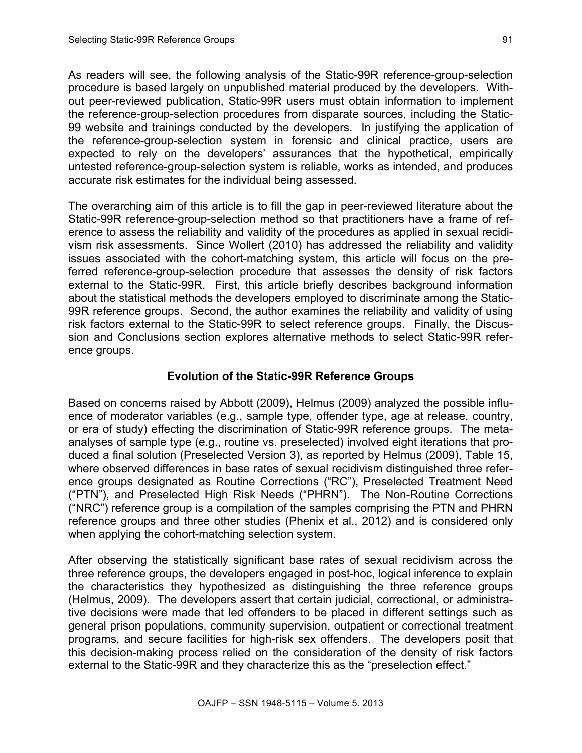As readers will see, the following analysis of the Static-99R reference-group-selection procedure is based largely on unpublished material produced by the developers. Without peer-reviewed publication, Static-99R users must obtain information to implement the reference-group-selection procedures from disparate sources, including the Static-99 website and trainings conducted by the developers. In justifying the application of the reference-group-selection system in forensic and clinical practice, users are expected to rely on the developers' assurances that the hypothetical, empirically untested reference-group-selection system is reliable, works as intended, and produces accurate risk estimates for the individual being assessed.

The overarching aim of this article is to fill the gap in peer-reviewed literature about the Static-99R reference-group-selection method so that practitioners have a frame of reference to assess the reliability and validity of the procedures as applied in sexual recidivism risk assessments. Since Wollert (2010) has addressed the reliability and validity issues associated with the cohort-matching system, this article will focus on the preferred reference-group-selection procedure that assesses the density of risk factors external to the Static-99R. First, this article briefly describes background information about the statistical methods the developers employed to discriminate among the Static-99R reference groups. Second, the author examines the reliability and validity of using risk factors external to the Static-99R to select reference groups. Finally, the Discussion and Conclusions section explores alternative methods to select Static-99R reference groups.

## Evolution of the Static-99R Reference Groups

Based on concerns raised by Abbott (2009), Helmus (2009) analyzed the possible influence of moderator variables (e.g., sample type, offender type, age at release, country, or era of study) effecting the discrimination of Static-99R reference groups. The meta-analyses of sample type (e.g., routine vs. preselected) involved eight iterations that produced a final solution (Preselected Version 3), as reported by Helmus (2009), Table 15, where observed differences in base rates of sexual recidivism distinguished three reference groups designated as Routine Corrections ("RC"), Preselected Treatment Need ("PTN"), and Preselected High Risk Needs ("PHRN"). The Non-Routine Corrections ("NRC") reference group is a compilation of the samples comprising the PTN and PHRN reference groups and three other studies (Phenix et al., 2012) and is considered only when applying the cohort-matching selection system.

After observing the statistically significant base rates of sexual recidivism across the three reference groups, the developers engaged in post-hoc, logical inference to explain the characteristics they hypothesized as distinguishing the three reference groups (Helmus, 2009). The developers assert that certain judicial, correctional, or administrative decisions were made that led offenders to be placed in different settings such as general prison populations, community supervision, outpatient or correctional treatment programs, and secure facilities for high-risk sex offenders. The developers posit that this decision-making process relied on the consideration of the density of risk factors external to the Static-99R and they characterize this as the "preselection effect."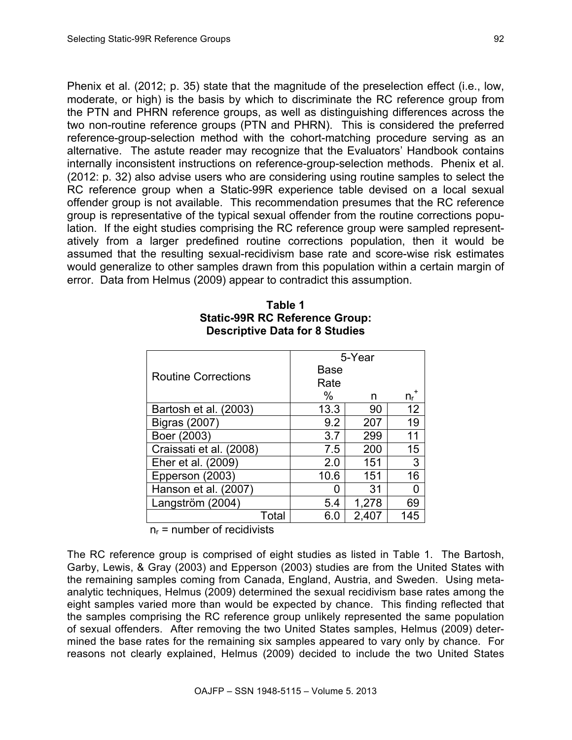Phenix et al. (2012; p. 35) state that the magnitude of the preselection effect (i.e., low, moderate, or high) is the basis by which to discriminate the RC reference group from the PTN and PHRN reference groups, as well as distinguishing differences across the two non-routine reference groups (PTN and PHRN). This is considered the preferred reference-group-selection method with the cohort-matching procedure serving as an alternative. The astute reader may recognize that the Evaluators' Handbook contains internally inconsistent instructions on reference-group-selection methods. Phenix et al. (2012: p. 32) also advise users who are considering using routine samples to select the RC reference group when a Static-99R experience table devised on a local sexual offender group is not available. This recommendation presumes that the RC reference group is representative of the typical sexual offender from the routine corrections population. If the eight studies comprising the RC reference group were sampled representatively from a larger predefined routine corrections population, then it would be assumed that the resulting sexual-recidivism base rate and score-wise risk estimates would generalize to other samples drawn from this population within a certain margin of error. Data from Helmus (2009) appear to contradict this assumption.

**Table 1**
**Static-99R RC Reference Group:**
**Descriptive Data for 8 Studies**

| Routine Corrections | 5-Year Base Rate | | |
|---|---|---|---|
| | % | n | $n_r^+$ |
| Bartosh et al. (2003) | 13.3 | 90 | 12 |
| Bigras (2007) | 9.2 | 207 | 19 |
| Boer (2003) | 3.7 | 299 | 11 |
| Craissati et al. (2008) | 7.5 | 200 | 15 |
| Eher et al. (2009) | 2.0 | 151 | 3 |
| Epperson (2003) | 10.6 | 151 | 16 |
| Hanson et al. (2007) | 0 | 31 | 0 |
| Langström (2004) | 5.4 | 1,278 | 69 |
| Total | 6.0 | 2,407 | 145 |

$n_r$ = number of recidivists

The RC reference group is comprised of eight studies as listed in Table 1. The Bartosh, Garby, Lewis, & Gray (2003) and Epperson (2003) studies are from the United States with the remaining samples coming from Canada, England, Austria, and Sweden. Using meta-analytic techniques, Helmus (2009) determined the sexual recidivism base rates among the eight samples varied more than would be expected by chance. This finding reflected that the samples comprising the RC reference group unlikely represented the same population of sexual offenders. After removing the two United States samples, Helmus (2009) determined the base rates for the remaining six samples appeared to vary only by chance. For reasons not clearly explained, Helmus (2009) decided to include the two United States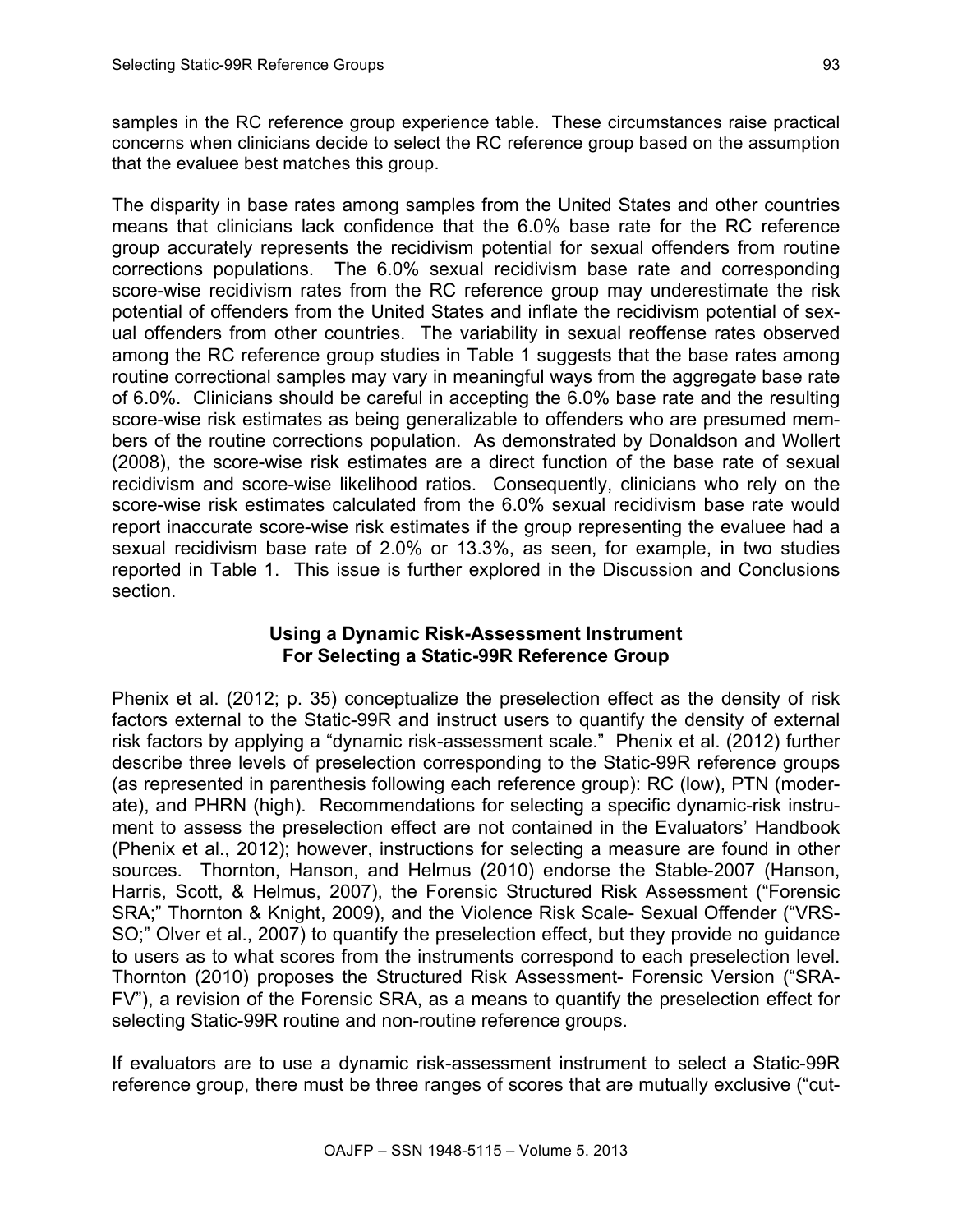samples in the RC reference group experience table. These circumstances raise practical concerns when clinicians decide to select the RC reference group based on the assumption that the evaluee best matches this group.

The disparity in base rates among samples from the United States and other countries means that clinicians lack confidence that the 6.0% base rate for the RC reference group accurately represents the recidivism potential for sexual offenders from routine corrections populations. The 6.0% sexual recidivism base rate and corresponding score-wise recidivism rates from the RC reference group may underestimate the risk potential of offenders from the United States and inflate the recidivism potential of sexual offenders from other countries. The variability in sexual reoffense rates observed among the RC reference group studies in Table 1 suggests that the base rates among routine correctional samples may vary in meaningful ways from the aggregate base rate of 6.0%. Clinicians should be careful in accepting the 6.0% base rate and the resulting score-wise risk estimates as being generalizable to offenders who are presumed members of the routine corrections population. As demonstrated by Donaldson and Wollert (2008), the score-wise risk estimates are a direct function of the base rate of sexual recidivism and score-wise likelihood ratios. Consequently, clinicians who rely on the score-wise risk estimates calculated from the 6.0% sexual recidivism base rate would report inaccurate score-wise risk estimates if the group representing the evaluee had a sexual recidivism base rate of 2.0% or 13.3%, as seen, for example, in two studies reported in Table 1. This issue is further explored in the Discussion and Conclusions section.

## Using a Dynamic Risk-Assessment Instrument For Selecting a Static-99R Reference Group

Phenix et al. (2012; p. 35) conceptualize the preselection effect as the density of risk factors external to the Static-99R and instruct users to quantify the density of external risk factors by applying a "dynamic risk-assessment scale." Phenix et al. (2012) further describe three levels of preselection corresponding to the Static-99R reference groups (as represented in parenthesis following each reference group): RC (low), PTN (moderate), and PHRN (high). Recommendations for selecting a specific dynamic-risk instrument to assess the preselection effect are not contained in the Evaluators' Handbook (Phenix et al., 2012); however, instructions for selecting a measure are found in other sources. Thornton, Hanson, and Helmus (2010) endorse the Stable-2007 (Hanson, Harris, Scott, & Helmus, 2007), the Forensic Structured Risk Assessment ("Forensic SRA;" Thornton & Knight, 2009), and the Violence Risk Scale- Sexual Offender ("VRS-SO;" Olver et al., 2007) to quantify the preselection effect, but they provide no guidance to users as to what scores from the instruments correspond to each preselection level. Thornton (2010) proposes the Structured Risk Assessment- Forensic Version ("SRA-FV"), a revision of the Forensic SRA, as a means to quantify the preselection effect for selecting Static-99R routine and non-routine reference groups.

If evaluators are to use a dynamic risk-assessment instrument to select a Static-99R reference group, there must be three ranges of scores that are mutually exclusive ("cut-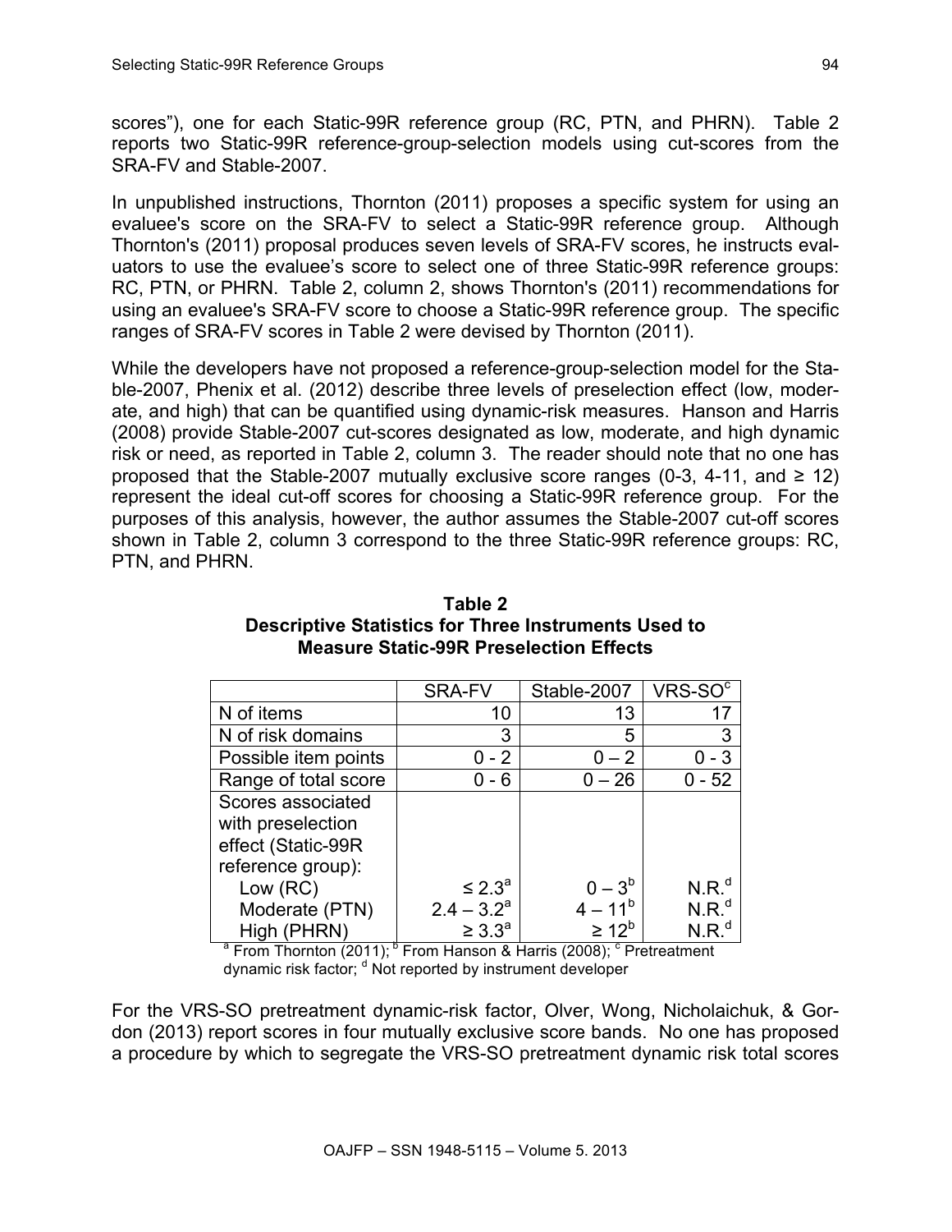scores"), one for each Static-99R reference group (RC, PTN, and PHRN). Table 2 reports two Static-99R reference-group-selection models using cut-scores from the SRA-FV and Stable-2007.

In unpublished instructions, Thornton (2011) proposes a specific system for using an evaluee's score on the SRA-FV to select a Static-99R reference group. Although Thornton's (2011) proposal produces seven levels of SRA-FV scores, he instructs evaluators to use the evaluee's score to select one of three Static-99R reference groups: RC, PTN, or PHRN. Table 2, column 2, shows Thornton's (2011) recommendations for using an evaluee's SRA-FV score to choose a Static-99R reference group. The specific ranges of SRA-FV scores in Table 2 were devised by Thornton (2011).

While the developers have not proposed a reference-group-selection model for the Stable-2007, Phenix et al. (2012) describe three levels of preselection effect (low, moderate, and high) that can be quantified using dynamic-risk measures. Hanson and Harris (2008) provide Stable-2007 cut-scores designated as low, moderate, and high dynamic risk or need, as reported in Table 2, column 3. The reader should note that no one has proposed that the Stable-2007 mutually exclusive score ranges (0-3, 4-11, and ≥ 12) represent the ideal cut-off scores for choosing a Static-99R reference group. For the purposes of this analysis, however, the author assumes the Stable-2007 cut-off scores shown in Table 2, column 3 correspond to the three Static-99R reference groups: RC, PTN, and PHRN.

**Table 2**
**Descriptive Statistics for Three Instruments Used to Measure Static-99R Preselection Effects**

| | SRA-FV | Stable-2007 | VRS-SO[c] |
|---|---|---|---|
| N of items | 10 | 13 | 17 |
| N of risk domains | 3 | 5 | 3 |
| Possible item points | 0 - 2 | 0 – 2 | 0 - 3 |
| Range of total score | 0 - 6 | 0 – 26 | 0 - 52 |
| Scores associated with preselection effect (Static-99R reference group): | | | |
| Low (RC) | ≤ 2.3[a] | 0 – 3[b] | N.R.[d] |
| Moderate (PTN) | 2.4 – 3.2[a] | 4 – 11[b] | N.R.[d] |
| High (PHRN) | ≥ 3.3[a] | ≥ 12[b] | N.R.[d] |

[a] From Thornton (2011); [b] From Hanson & Harris (2008); [c] Pretreatment dynamic risk factor; [d] Not reported by instrument developer

For the VRS-SO pretreatment dynamic-risk factor, Olver, Wong, Nicholaichuk, & Gordon (2013) report scores in four mutually exclusive score bands. No one has proposed a procedure by which to segregate the VRS-SO pretreatment dynamic risk total scores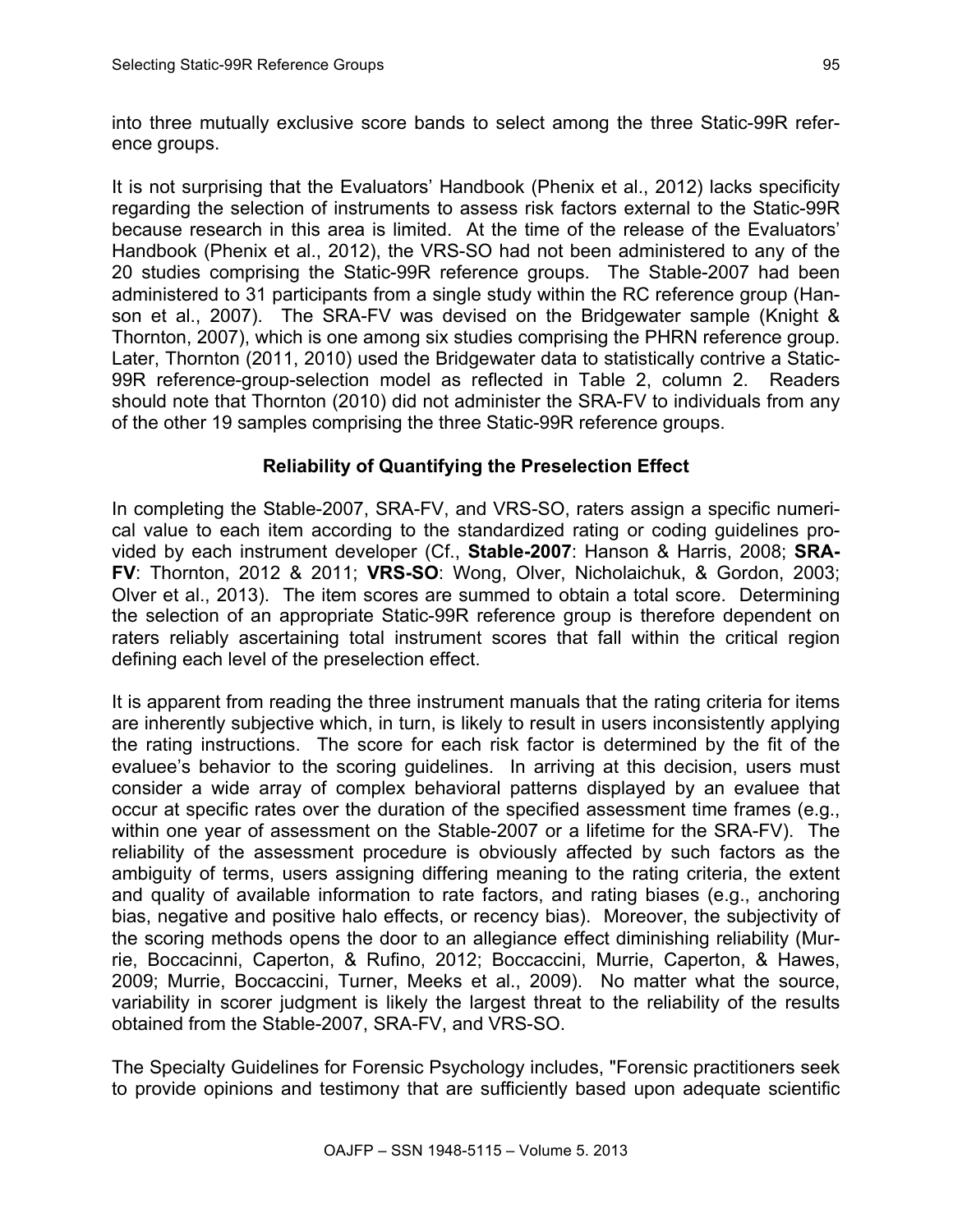into three mutually exclusive score bands to select among the three Static-99R reference groups.

It is not surprising that the Evaluators' Handbook (Phenix et al., 2012) lacks specificity regarding the selection of instruments to assess risk factors external to the Static-99R because research in this area is limited. At the time of the release of the Evaluators' Handbook (Phenix et al., 2012), the VRS-SO had not been administered to any of the 20 studies comprising the Static-99R reference groups. The Stable-2007 had been administered to 31 participants from a single study within the RC reference group (Hanson et al., 2007). The SRA-FV was devised on the Bridgewater sample (Knight & Thornton, 2007), which is one among six studies comprising the PHRN reference group. Later, Thornton (2011, 2010) used the Bridgewater data to statistically contrive a Static-99R reference-group-selection model as reflected in Table 2, column 2. Readers should note that Thornton (2010) did not administer the SRA-FV to individuals from any of the other 19 samples comprising the three Static-99R reference groups.

## Reliability of Quantifying the Preselection Effect

In completing the Stable-2007, SRA-FV, and VRS-SO, raters assign a specific numerical value to each item according to the standardized rating or coding guidelines provided by each instrument developer (Cf., **Stable-2007**: Hanson & Harris, 2008; **SRA-FV**: Thornton, 2012 & 2011; **VRS-SO**: Wong, Olver, Nicholaichuk, & Gordon, 2003; Olver et al., 2013). The item scores are summed to obtain a total score. Determining the selection of an appropriate Static-99R reference group is therefore dependent on raters reliably ascertaining total instrument scores that fall within the critical region defining each level of the preselection effect.

It is apparent from reading the three instrument manuals that the rating criteria for items are inherently subjective which, in turn, is likely to result in users inconsistently applying the rating instructions. The score for each risk factor is determined by the fit of the evaluee's behavior to the scoring guidelines. In arriving at this decision, users must consider a wide array of complex behavioral patterns displayed by an evaluee that occur at specific rates over the duration of the specified assessment time frames (e.g., within one year of assessment on the Stable-2007 or a lifetime for the SRA-FV). The reliability of the assessment procedure is obviously affected by such factors as the ambiguity of terms, users assigning differing meaning to the rating criteria, the extent and quality of available information to rate factors, and rating biases (e.g., anchoring bias, negative and positive halo effects, or recency bias). Moreover, the subjectivity of the scoring methods opens the door to an allegiance effect diminishing reliability (Murrie, Boccacinni, Caperton, & Rufino, 2012; Boccaccini, Murrie, Caperton, & Hawes, 2009; Murrie, Boccaccini, Turner, Meeks et al., 2009). No matter what the source, variability in scorer judgment is likely the largest threat to the reliability of the results obtained from the Stable-2007, SRA-FV, and VRS-SO.

The Specialty Guidelines for Forensic Psychology includes, "Forensic practitioners seek to provide opinions and testimony that are sufficiently based upon adequate scientific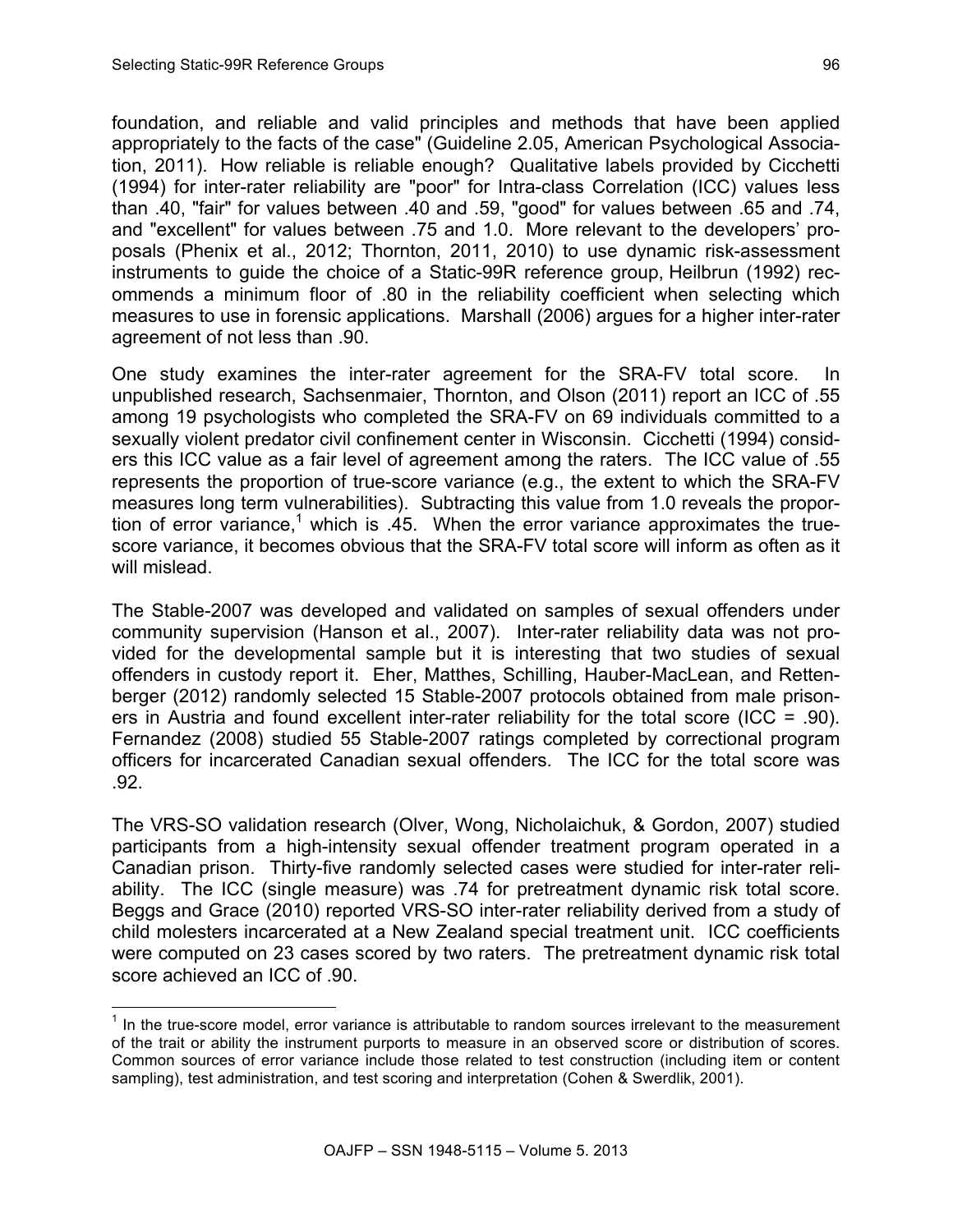foundation, and reliable and valid principles and methods that have been applied appropriately to the facts of the case" (Guideline 2.05, American Psychological Association, 2011). How reliable is reliable enough? Qualitative labels provided by Cicchetti (1994) for inter-rater reliability are "poor" for Intra-class Correlation (ICC) values less than .40, "fair" for values between .40 and .59, "good" for values between .65 and .74, and "excellent" for values between .75 and 1.0. More relevant to the developers' proposals (Phenix et al., 2012; Thornton, 2011, 2010) to use dynamic risk-assessment instruments to guide the choice of a Static-99R reference group, Heilbrun (1992) recommends a minimum floor of .80 in the reliability coefficient when selecting which measures to use in forensic applications. Marshall (2006) argues for a higher inter-rater agreement of not less than .90.

One study examines the inter-rater agreement for the SRA-FV total score. In unpublished research, Sachsenmaier, Thornton, and Olson (2011) report an ICC of .55 among 19 psychologists who completed the SRA-FV on 69 individuals committed to a sexually violent predator civil confinement center in Wisconsin. Cicchetti (1994) considers this ICC value as a fair level of agreement among the raters. The ICC value of .55 represents the proportion of true-score variance (e.g., the extent to which the SRA-FV measures long term vulnerabilities). Subtracting this value from 1.0 reveals the proportion of error variance,[1] which is .45. When the error variance approximates the true-score variance, it becomes obvious that the SRA-FV total score will inform as often as it will mislead.

The Stable-2007 was developed and validated on samples of sexual offenders under community supervision (Hanson et al., 2007). Inter-rater reliability data was not provided for the developmental sample but it is interesting that two studies of sexual offenders in custody report it. Eher, Matthes, Schilling, Hauber-MacLean, and Rettenberger (2012) randomly selected 15 Stable-2007 protocols obtained from male prisoners in Austria and found excellent inter-rater reliability for the total score (ICC = .90). Fernandez (2008) studied 55 Stable-2007 ratings completed by correctional program officers for incarcerated Canadian sexual offenders. The ICC for the total score was .92.

The VRS-SO validation research (Olver, Wong, Nicholaichuk, & Gordon, 2007) studied participants from a high-intensity sexual offender treatment program operated in a Canadian prison. Thirty-five randomly selected cases were studied for inter-rater reliability. The ICC (single measure) was .74 for pretreatment dynamic risk total score. Beggs and Grace (2010) reported VRS-SO inter-rater reliability derived from a study of child molesters incarcerated at a New Zealand special treatment unit. ICC coefficients were computed on 23 cases scored by two raters. The pretreatment dynamic risk total score achieved an ICC of .90.

---

[1] In the true-score model, error variance is attributable to random sources irrelevant to the measurement of the trait or ability the instrument purports to measure in an observed score or distribution of scores. Common sources of error variance include those related to test construction (including item or content sampling), test administration, and test scoring and interpretation (Cohen & Swerdlik, 2001).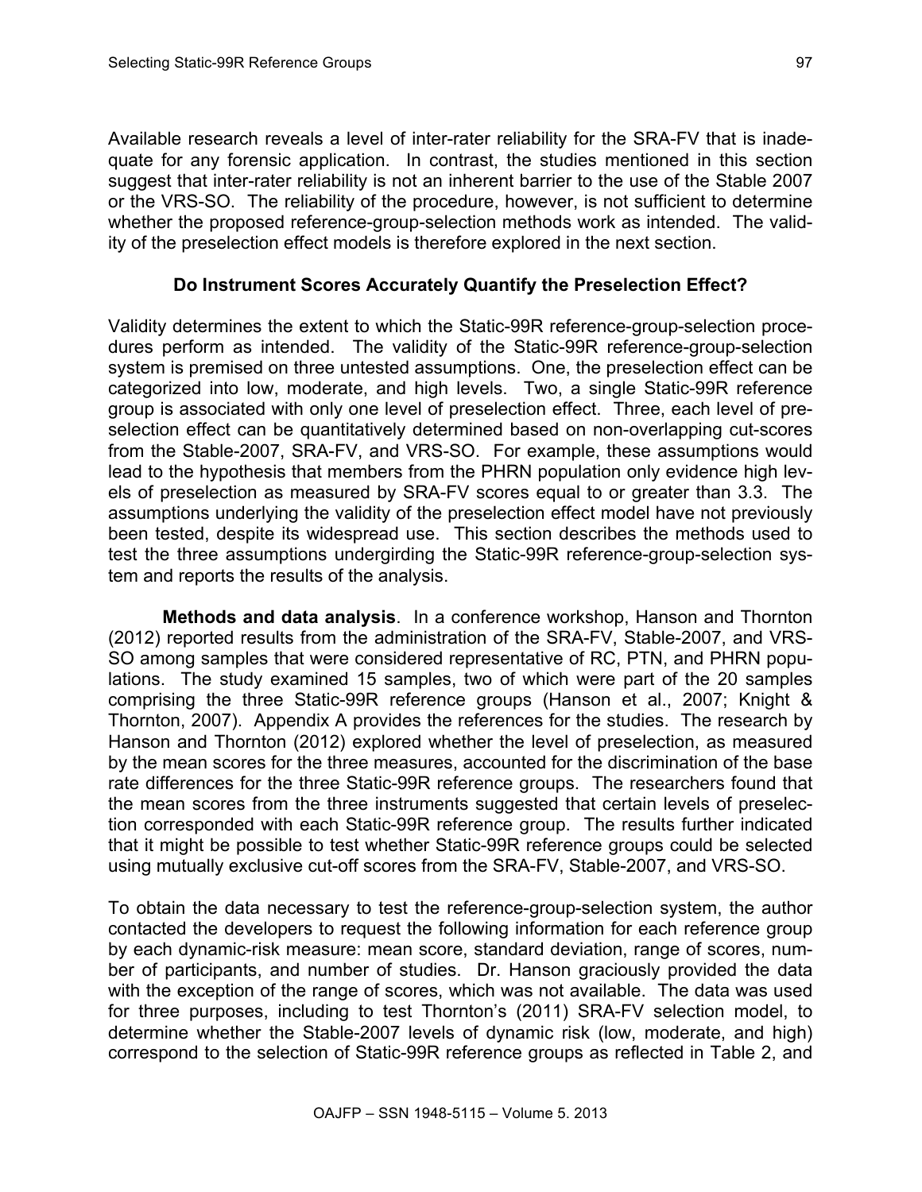Available research reveals a level of inter-rater reliability for the SRA-FV that is inadequate for any forensic application. In contrast, the studies mentioned in this section suggest that inter-rater reliability is not an inherent barrier to the use of the Stable 2007 or the VRS-SO. The reliability of the procedure, however, is not sufficient to determine whether the proposed reference-group-selection methods work as intended. The validity of the preselection effect models is therefore explored in the next section.

## Do Instrument Scores Accurately Quantify the Preselection Effect?

Validity determines the extent to which the Static-99R reference-group-selection procedures perform as intended. The validity of the Static-99R reference-group-selection system is premised on three untested assumptions. One, the preselection effect can be categorized into low, moderate, and high levels. Two, a single Static-99R reference group is associated with only one level of preselection effect. Three, each level of preselection effect can be quantitatively determined based on non-overlapping cut-scores from the Stable-2007, SRA-FV, and VRS-SO. For example, these assumptions would lead to the hypothesis that members from the PHRN population only evidence high levels of preselection as measured by SRA-FV scores equal to or greater than 3.3. The assumptions underlying the validity of the preselection effect model have not previously been tested, despite its widespread use. This section describes the methods used to test the three assumptions undergirding the Static-99R reference-group-selection system and reports the results of the analysis.

**Methods and data analysis**. In a conference workshop, Hanson and Thornton (2012) reported results from the administration of the SRA-FV, Stable-2007, and VRS-SO among samples that were considered representative of RC, PTN, and PHRN populations. The study examined 15 samples, two of which were part of the 20 samples comprising the three Static-99R reference groups (Hanson et al., 2007; Knight & Thornton, 2007). Appendix A provides the references for the studies. The research by Hanson and Thornton (2012) explored whether the level of preselection, as measured by the mean scores for the three measures, accounted for the discrimination of the base rate differences for the three Static-99R reference groups. The researchers found that the mean scores from the three instruments suggested that certain levels of preselection corresponded with each Static-99R reference group. The results further indicated that it might be possible to test whether Static-99R reference groups could be selected using mutually exclusive cut-off scores from the SRA-FV, Stable-2007, and VRS-SO.

To obtain the data necessary to test the reference-group-selection system, the author contacted the developers to request the following information for each reference group by each dynamic-risk measure: mean score, standard deviation, range of scores, number of participants, and number of studies. Dr. Hanson graciously provided the data with the exception of the range of scores, which was not available. The data was used for three purposes, including to test Thornton's (2011) SRA-FV selection model, to determine whether the Stable-2007 levels of dynamic risk (low, moderate, and high) correspond to the selection of Static-99R reference groups as reflected in Table 2, and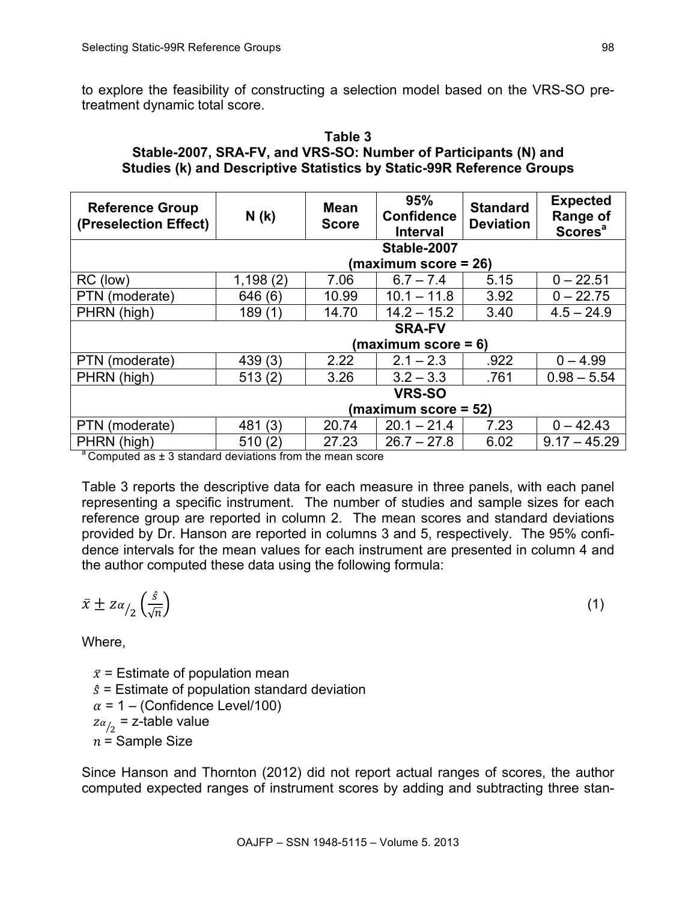to explore the feasibility of constructing a selection model based on the VRS-SO pre-treatment dynamic total score.

**Table 3**
**Stable-2007, SRA-FV, and VRS-SO: Number of Participants (N) and Studies (k) and Descriptive Statistics by Static-99R Reference Groups**

| Reference Group (Preselection Effect) | N (k) | Mean Score | 95% Confidence Interval | Standard Deviation | Expected Range of Scores[a] |
|---|---|---|---|---|---|
| **Stable-2007 (maximum score = 26)** | | | | | |
| RC (low) | 1,198 (2) | 7.06 | 6.7 – 7.4 | 5.15 | 0 – 22.51 |
| PTN (moderate) | 646 (6) | 10.99 | 10.1 – 11.8 | 3.92 | 0 – 22.75 |
| PHRN (high) | 189 (1) | 14.70 | 14.2 – 15.2 | 3.40 | 4.5 – 24.9 |
| **SRA-FV (maximum score = 6)** | | | | | |
| PTN (moderate) | 439 (3) | 2.22 | 2.1 – 2.3 | .922 | 0 – 4.99 |
| PHRN (high) | 513 (2) | 3.26 | 3.2 – 3.3 | .761 | 0.98 – 5.54 |
| **VRS-SO (maximum score = 52)** | | | | | |
| PTN (moderate) | 481 (3) | 20.74 | 20.1 – 21.4 | 7.23 | 0 – 42.43 |
| PHRN (high) | 510 (2) | 27.23 | 26.7 – 27.8 | 6.02 | 9.17 – 45.29 |

[a] Computed as ± 3 standard deviations from the mean score

Table 3 reports the descriptive data for each measure in three panels, with each panel representing a specific instrument. The number of studies and sample sizes for each reference group are reported in column 2. The mean scores and standard deviations provided by Dr. Hanson are reported in columns 3 and 5, respectively. The 95% confidence intervals for the mean values for each instrument are presented in column 4 and the author computed these data using the following formula:

$$\bar{x} \pm z_{\alpha/2}\left(\frac{\hat{s}}{\sqrt{n}}\right) \tag{1}$$

Where,

- $\bar{x}$ = Estimate of population mean
- $\hat{s}$ = Estimate of population standard deviation
- $\alpha$ = 1 – (Confidence Level/100)
- $z_{\alpha/2}$ = z-table value
- $n$ = Sample Size

Since Hanson and Thornton (2012) did not report actual ranges of scores, the author computed expected ranges of instrument scores by adding and subtracting three stan-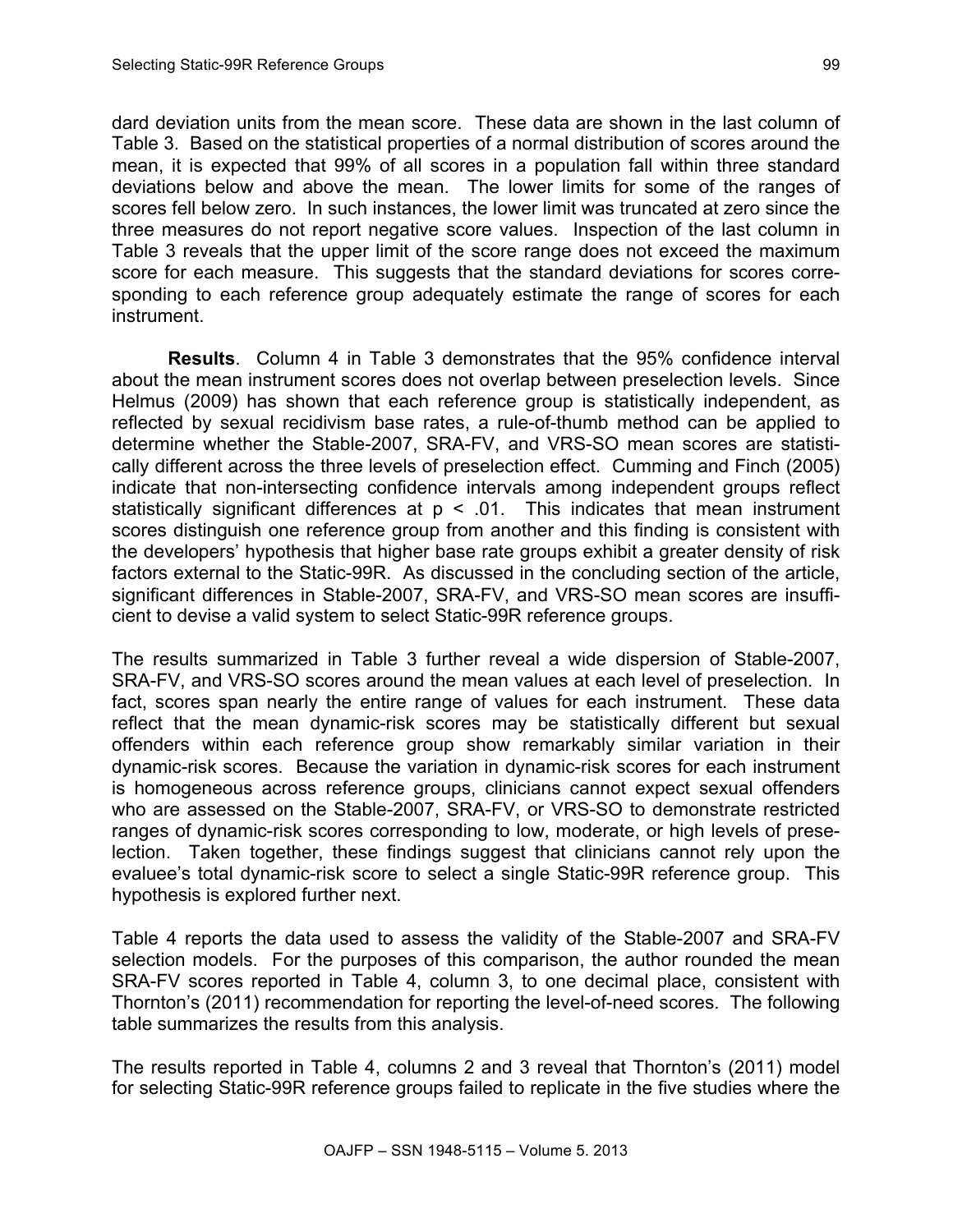dard deviation units from the mean score. These data are shown in the last column of Table 3. Based on the statistical properties of a normal distribution of scores around the mean, it is expected that 99% of all scores in a population fall within three standard deviations below and above the mean. The lower limits for some of the ranges of scores fell below zero. In such instances, the lower limit was truncated at zero since the three measures do not report negative score values. Inspection of the last column in Table 3 reveals that the upper limit of the score range does not exceed the maximum score for each measure. This suggests that the standard deviations for scores corresponding to each reference group adequately estimate the range of scores for each instrument.

**Results**. Column 4 in Table 3 demonstrates that the 95% confidence interval about the mean instrument scores does not overlap between preselection levels. Since Helmus (2009) has shown that each reference group is statistically independent, as reflected by sexual recidivism base rates, a rule-of-thumb method can be applied to determine whether the Stable-2007, SRA-FV, and VRS-SO mean scores are statistically different across the three levels of preselection effect. Cumming and Finch (2005) indicate that non-intersecting confidence intervals among independent groups reflect statistically significant differences at $p < .01$. This indicates that mean instrument scores distinguish one reference group from another and this finding is consistent with the developers' hypothesis that higher base rate groups exhibit a greater density of risk factors external to the Static-99R. As discussed in the concluding section of the article, significant differences in Stable-2007, SRA-FV, and VRS-SO mean scores are insufficient to devise a valid system to select Static-99R reference groups.

The results summarized in Table 3 further reveal a wide dispersion of Stable-2007, SRA-FV, and VRS-SO scores around the mean values at each level of preselection. In fact, scores span nearly the entire range of values for each instrument. These data reflect that the mean dynamic-risk scores may be statistically different but sexual offenders within each reference group show remarkably similar variation in their dynamic-risk scores. Because the variation in dynamic-risk scores for each instrument is homogeneous across reference groups, clinicians cannot expect sexual offenders who are assessed on the Stable-2007, SRA-FV, or VRS-SO to demonstrate restricted ranges of dynamic-risk scores corresponding to low, moderate, or high levels of preselection. Taken together, these findings suggest that clinicians cannot rely upon the evaluee's total dynamic-risk score to select a single Static-99R reference group. This hypothesis is explored further next.

Table 4 reports the data used to assess the validity of the Stable-2007 and SRA-FV selection models. For the purposes of this comparison, the author rounded the mean SRA-FV scores reported in Table 4, column 3, to one decimal place, consistent with Thornton's (2011) recommendation for reporting the level-of-need scores. The following table summarizes the results from this analysis.

The results reported in Table 4, columns 2 and 3 reveal that Thornton's (2011) model for selecting Static-99R reference groups failed to replicate in the five studies where the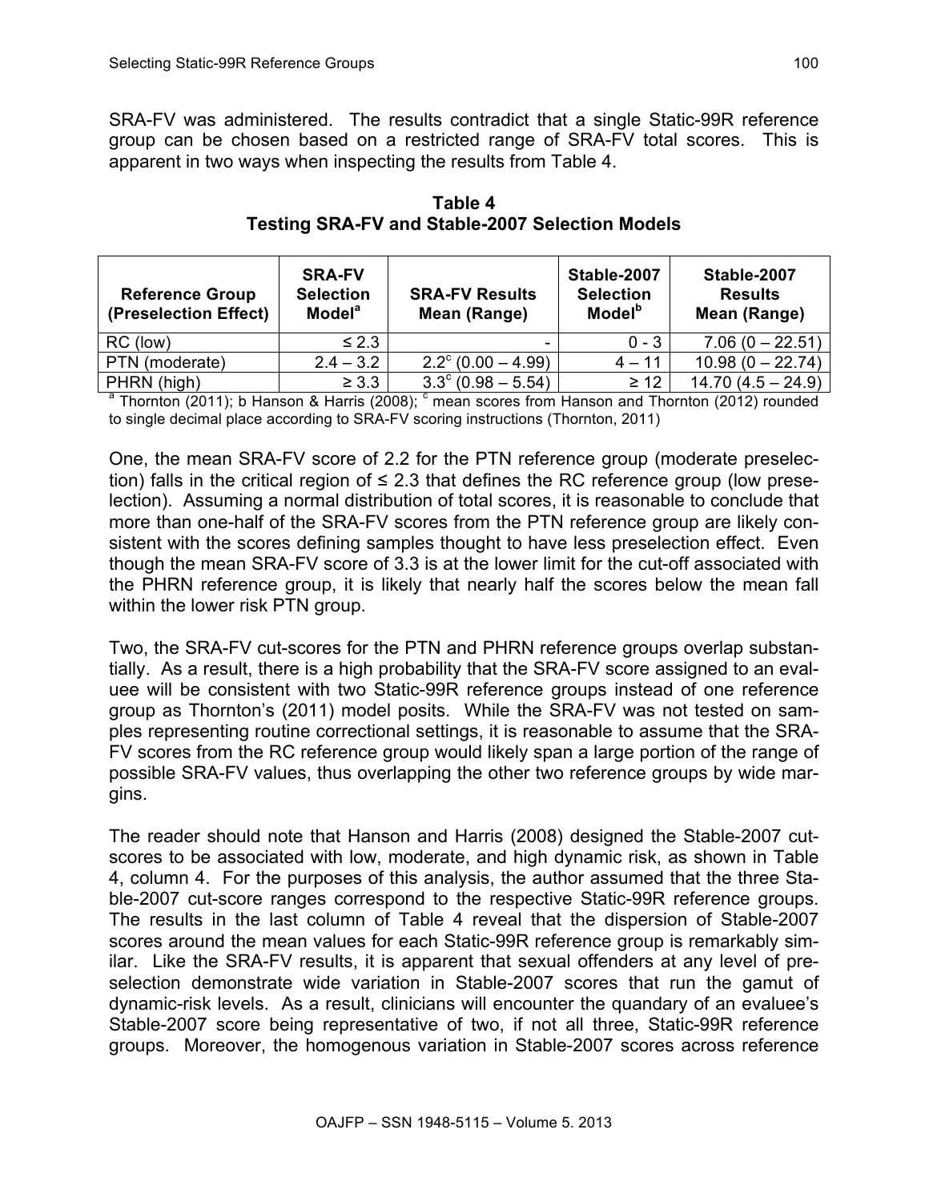SRA-FV was administered. The results contradict that a single Static-99R reference group can be chosen based on a restricted range of SRA-FV total scores. This is apparent in two ways when inspecting the results from Table 4.

**Table 4**
**Testing SRA-FV and Stable-2007 Selection Models**

| Reference Group (Preselection Effect) | SRA-FV Selection Model[a] | SRA-FV Results Mean (Range) | Stable-2007 Selection Model[b] | Stable-2007 Results Mean (Range) |
|---|---|---|---|---|
| RC (low) | ≤ 2.3 | - | 0 - 3 | 7.06 (0 – 22.51) |
| PTN (moderate) | 2.4 – 3.2 | 2.2[c] (0.00 – 4.99) | 4 – 11 | 10.98 (0 – 22.74) |
| PHRN (high) | ≥ 3.3 | 3.3[c] (0.98 – 5.54) | ≥ 12 | 14.70 (4.5 – 24.9) |

[a] Thornton (2011); b Hanson & Harris (2008); [c] mean scores from Hanson and Thornton (2012) rounded to single decimal place according to SRA-FV scoring instructions (Thornton, 2011)

One, the mean SRA-FV score of 2.2 for the PTN reference group (moderate preselection) falls in the critical region of ≤ 2.3 that defines the RC reference group (low preselection). Assuming a normal distribution of total scores, it is reasonable to conclude that more than one-half of the SRA-FV scores from the PTN reference group are likely consistent with the scores defining samples thought to have less preselection effect. Even though the mean SRA-FV score of 3.3 is at the lower limit for the cut-off associated with the PHRN reference group, it is likely that nearly half the scores below the mean fall within the lower risk PTN group.

Two, the SRA-FV cut-scores for the PTN and PHRN reference groups overlap substantially. As a result, there is a high probability that the SRA-FV score assigned to an evaluee will be consistent with two Static-99R reference groups instead of one reference group as Thornton's (2011) model posits. While the SRA-FV was not tested on samples representing routine correctional settings, it is reasonable to assume that the SRA-FV scores from the RC reference group would likely span a large portion of the range of possible SRA-FV values, thus overlapping the other two reference groups by wide margins.

The reader should note that Hanson and Harris (2008) designed the Stable-2007 cut-scores to be associated with low, moderate, and high dynamic risk, as shown in Table 4, column 4. For the purposes of this analysis, the author assumed that the three Stable-2007 cut-score ranges correspond to the respective Static-99R reference groups. The results in the last column of Table 4 reveal that the dispersion of Stable-2007 scores around the mean values for each Static-99R reference group is remarkably similar. Like the SRA-FV results, it is apparent that sexual offenders at any level of preselection demonstrate wide variation in Stable-2007 scores that run the gamut of dynamic-risk levels. As a result, clinicians will encounter the quandary of an evaluee's Stable-2007 score being representative of two, if not all three, Static-99R reference groups. Moreover, the homogenous variation in Stable-2007 scores across reference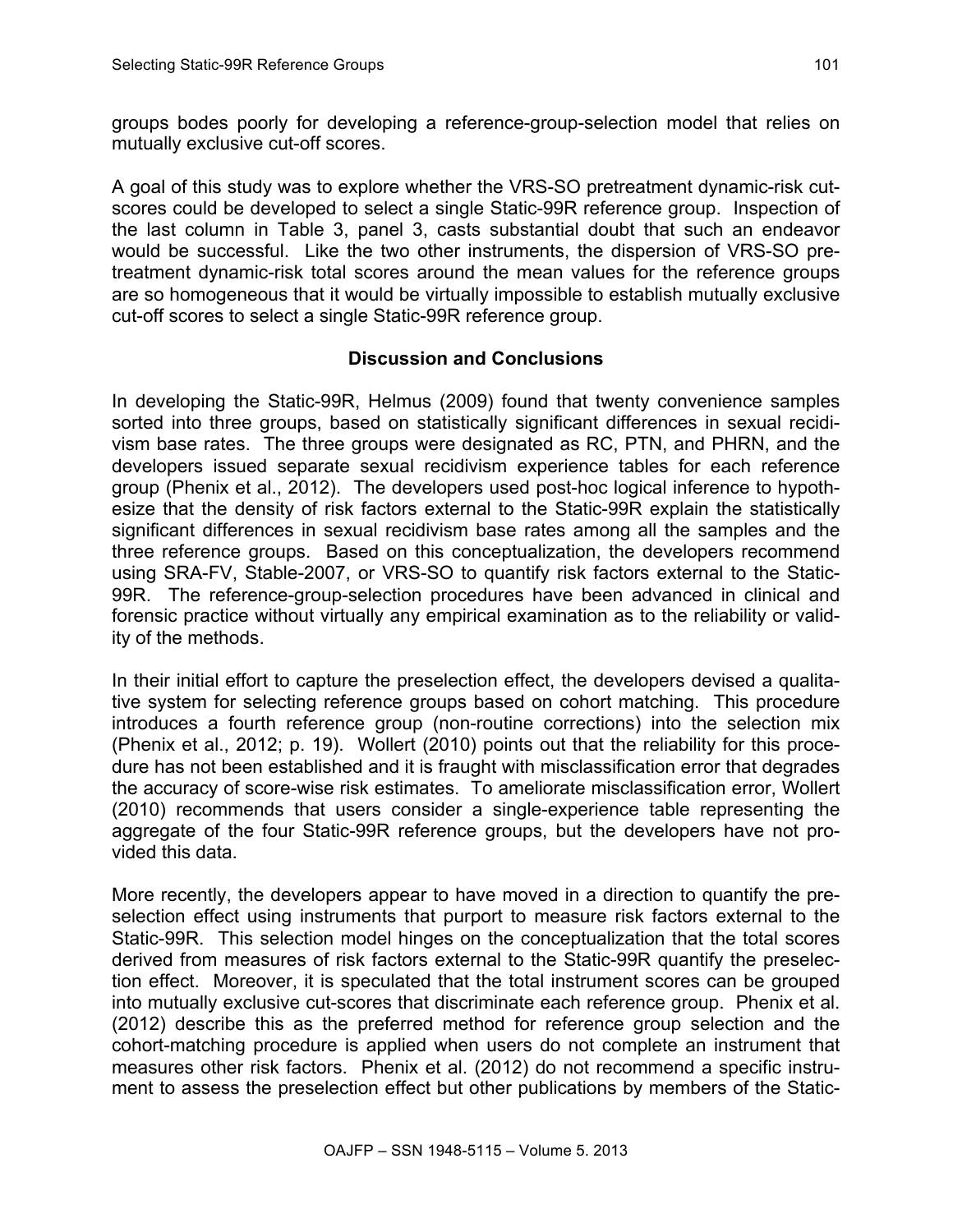groups bodes poorly for developing a reference-group-selection model that relies on mutually exclusive cut-off scores.

A goal of this study was to explore whether the VRS-SO pretreatment dynamic-risk cut-scores could be developed to select a single Static-99R reference group. Inspection of the last column in Table 3, panel 3, casts substantial doubt that such an endeavor would be successful. Like the two other instruments, the dispersion of VRS-SO pre-treatment dynamic-risk total scores around the mean values for the reference groups are so homogeneous that it would be virtually impossible to establish mutually exclusive cut-off scores to select a single Static-99R reference group.

## Discussion and Conclusions

In developing the Static-99R, Helmus (2009) found that twenty convenience samples sorted into three groups, based on statistically significant differences in sexual recidivism base rates. The three groups were designated as RC, PTN, and PHRN, and the developers issued separate sexual recidivism experience tables for each reference group (Phenix et al., 2012). The developers used post-hoc logical inference to hypothesize that the density of risk factors external to the Static-99R explain the statistically significant differences in sexual recidivism base rates among all the samples and the three reference groups. Based on this conceptualization, the developers recommend using SRA-FV, Stable-2007, or VRS-SO to quantify risk factors external to the Static-99R. The reference-group-selection procedures have been advanced in clinical and forensic practice without virtually any empirical examination as to the reliability or validity of the methods.

In their initial effort to capture the preselection effect, the developers devised a qualitative system for selecting reference groups based on cohort matching. This procedure introduces a fourth reference group (non-routine corrections) into the selection mix (Phenix et al., 2012; p. 19). Wollert (2010) points out that the reliability for this procedure has not been established and it is fraught with misclassification error that degrades the accuracy of score-wise risk estimates. To ameliorate misclassification error, Wollert (2010) recommends that users consider a single-experience table representing the aggregate of the four Static-99R reference groups, but the developers have not provided this data.

More recently, the developers appear to have moved in a direction to quantify the preselection effect using instruments that purport to measure risk factors external to the Static-99R. This selection model hinges on the conceptualization that the total scores derived from measures of risk factors external to the Static-99R quantify the preselection effect. Moreover, it is speculated that the total instrument scores can be grouped into mutually exclusive cut-scores that discriminate each reference group. Phenix et al. (2012) describe this as the preferred method for reference group selection and the cohort-matching procedure is applied when users do not complete an instrument that measures other risk factors. Phenix et al. (2012) do not recommend a specific instrument to assess the preselection effect but other publications by members of the Static-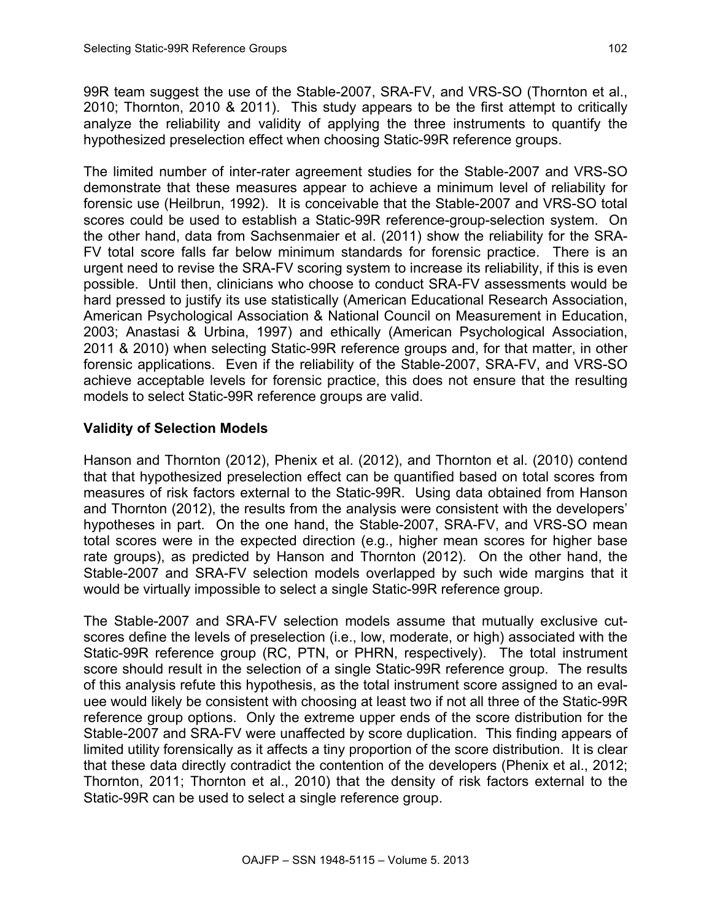99R team suggest the use of the Stable-2007, SRA-FV, and VRS-SO (Thornton et al., 2010; Thornton, 2010 & 2011). This study appears to be the first attempt to critically analyze the reliability and validity of applying the three instruments to quantify the hypothesized preselection effect when choosing Static-99R reference groups.

The limited number of inter-rater agreement studies for the Stable-2007 and VRS-SO demonstrate that these measures appear to achieve a minimum level of reliability for forensic use (Heilbrun, 1992). It is conceivable that the Stable-2007 and VRS-SO total scores could be used to establish a Static-99R reference-group-selection system. On the other hand, data from Sachsenmaier et al. (2011) show the reliability for the SRA-FV total score falls far below minimum standards for forensic practice. There is an urgent need to revise the SRA-FV scoring system to increase its reliability, if this is even possible. Until then, clinicians who choose to conduct SRA-FV assessments would be hard pressed to justify its use statistically (American Educational Research Association, American Psychological Association & National Council on Measurement in Education, 2003; Anastasi & Urbina, 1997) and ethically (American Psychological Association, 2011 & 2010) when selecting Static-99R reference groups and, for that matter, in other forensic applications. Even if the reliability of the Stable-2007, SRA-FV, and VRS-SO achieve acceptable levels for forensic practice, this does not ensure that the resulting models to select Static-99R reference groups are valid.

**Validity of Selection Models**

Hanson and Thornton (2012), Phenix et al. (2012), and Thornton et al. (2010) contend that that hypothesized preselection effect can be quantified based on total scores from measures of risk factors external to the Static-99R. Using data obtained from Hanson and Thornton (2012), the results from the analysis were consistent with the developers' hypotheses in part. On the one hand, the Stable-2007, SRA-FV, and VRS-SO mean total scores were in the expected direction (e.g., higher mean scores for higher base rate groups), as predicted by Hanson and Thornton (2012). On the other hand, the Stable-2007 and SRA-FV selection models overlapped by such wide margins that it would be virtually impossible to select a single Static-99R reference group.

The Stable-2007 and SRA-FV selection models assume that mutually exclusive cut-scores define the levels of preselection (i.e., low, moderate, or high) associated with the Static-99R reference group (RC, PTN, or PHRN, respectively). The total instrument score should result in the selection of a single Static-99R reference group. The results of this analysis refute this hypothesis, as the total instrument score assigned to an evaluee would likely be consistent with choosing at least two if not all three of the Static-99R reference group options. Only the extreme upper ends of the score distribution for the Stable-2007 and SRA-FV were unaffected by score duplication. This finding appears of limited utility forensically as it affects a tiny proportion of the score distribution. It is clear that these data directly contradict the contention of the developers (Phenix et al., 2012; Thornton, 2011; Thornton et al., 2010) that the density of risk factors external to the Static-99R can be used to select a single reference group.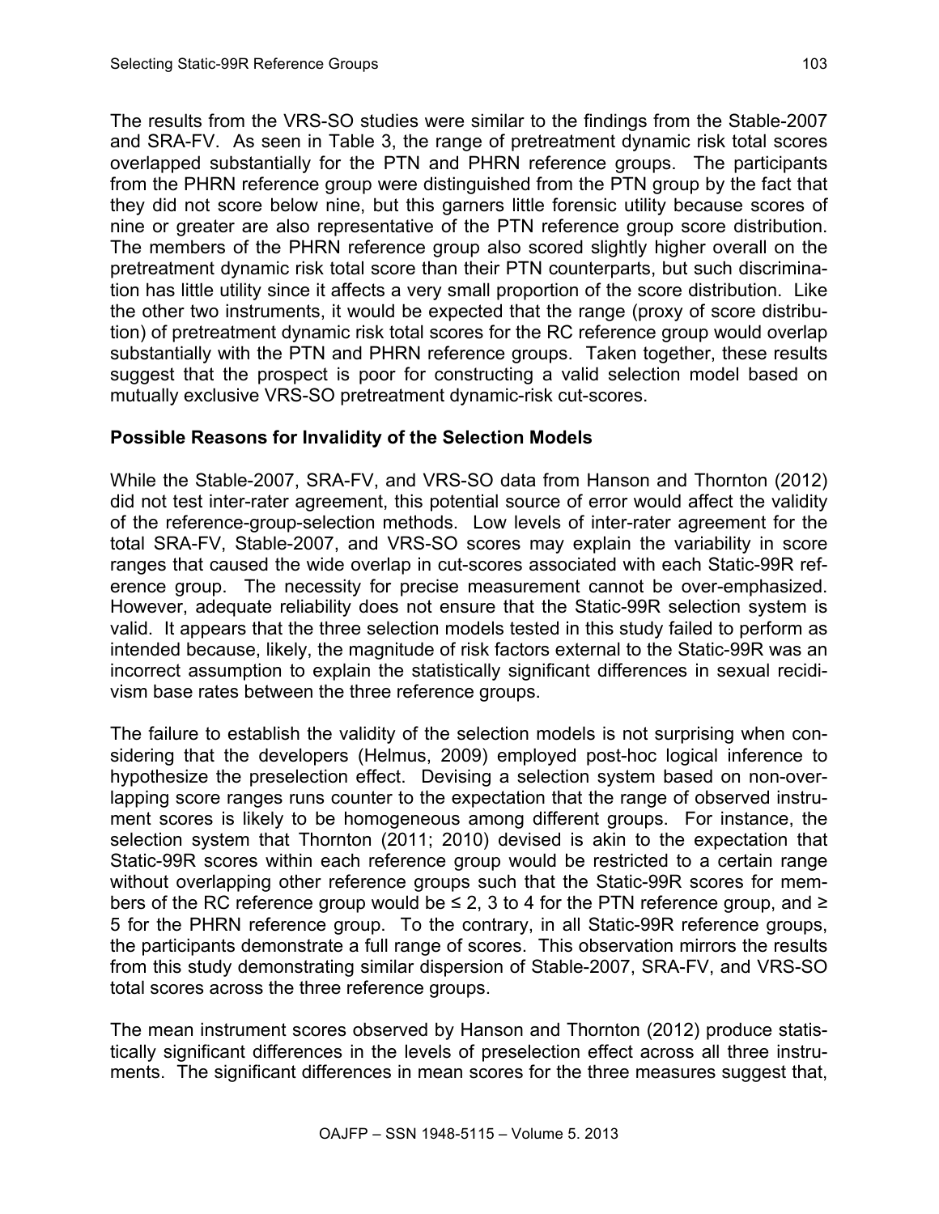The results from the VRS-SO studies were similar to the findings from the Stable-2007 and SRA-FV. As seen in Table 3, the range of pretreatment dynamic risk total scores overlapped substantially for the PTN and PHRN reference groups. The participants from the PHRN reference group were distinguished from the PTN group by the fact that they did not score below nine, but this garners little forensic utility because scores of nine or greater are also representative of the PTN reference group score distribution. The members of the PHRN reference group also scored slightly higher overall on the pretreatment dynamic risk total score than their PTN counterparts, but such discrimination has little utility since it affects a very small proportion of the score distribution. Like the other two instruments, it would be expected that the range (proxy of score distribution) of pretreatment dynamic risk total scores for the RC reference group would overlap substantially with the PTN and PHRN reference groups. Taken together, these results suggest that the prospect is poor for constructing a valid selection model based on mutually exclusive VRS-SO pretreatment dynamic-risk cut-scores.

### Possible Reasons for Invalidity of the Selection Models

While the Stable-2007, SRA-FV, and VRS-SO data from Hanson and Thornton (2012) did not test inter-rater agreement, this potential source of error would affect the validity of the reference-group-selection methods. Low levels of inter-rater agreement for the total SRA-FV, Stable-2007, and VRS-SO scores may explain the variability in score ranges that caused the wide overlap in cut-scores associated with each Static-99R reference group. The necessity for precise measurement cannot be over-emphasized. However, adequate reliability does not ensure that the Static-99R selection system is valid. It appears that the three selection models tested in this study failed to perform as intended because, likely, the magnitude of risk factors external to the Static-99R was an incorrect assumption to explain the statistically significant differences in sexual recidivism base rates between the three reference groups.

The failure to establish the validity of the selection models is not surprising when considering that the developers (Helmus, 2009) employed post-hoc logical inference to hypothesize the preselection effect. Devising a selection system based on non-overlapping score ranges runs counter to the expectation that the range of observed instrument scores is likely to be homogeneous among different groups. For instance, the selection system that Thornton (2011; 2010) devised is akin to the expectation that Static-99R scores within each reference group would be restricted to a certain range without overlapping other reference groups such that the Static-99R scores for members of the RC reference group would be ≤ 2, 3 to 4 for the PTN reference group, and ≥ 5 for the PHRN reference group. To the contrary, in all Static-99R reference groups, the participants demonstrate a full range of scores. This observation mirrors the results from this study demonstrating similar dispersion of Stable-2007, SRA-FV, and VRS-SO total scores across the three reference groups.

The mean instrument scores observed by Hanson and Thornton (2012) produce statistically significant differences in the levels of preselection effect across all three instruments. The significant differences in mean scores for the three measures suggest that,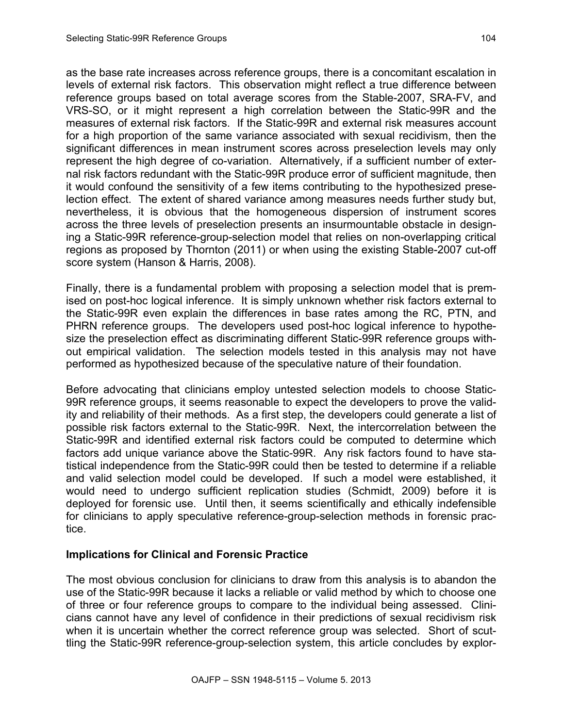as the base rate increases across reference groups, there is a concomitant escalation in levels of external risk factors. This observation might reflect a true difference between reference groups based on total average scores from the Stable-2007, SRA-FV, and VRS-SO, or it might represent a high correlation between the Static-99R and the measures of external risk factors. If the Static-99R and external risk measures account for a high proportion of the same variance associated with sexual recidivism, then the significant differences in mean instrument scores across preselection levels may only represent the high degree of co-variation. Alternatively, if a sufficient number of external risk factors redundant with the Static-99R produce error of sufficient magnitude, then it would confound the sensitivity of a few items contributing to the hypothesized preselection effect. The extent of shared variance among measures needs further study but, nevertheless, it is obvious that the homogeneous dispersion of instrument scores across the three levels of preselection presents an insurmountable obstacle in designing a Static-99R reference-group-selection model that relies on non-overlapping critical regions as proposed by Thornton (2011) or when using the existing Stable-2007 cut-off score system (Hanson & Harris, 2008).

Finally, there is a fundamental problem with proposing a selection model that is premised on post-hoc logical inference. It is simply unknown whether risk factors external to the Static-99R even explain the differences in base rates among the RC, PTN, and PHRN reference groups. The developers used post-hoc logical inference to hypothesize the preselection effect as discriminating different Static-99R reference groups without empirical validation. The selection models tested in this analysis may not have performed as hypothesized because of the speculative nature of their foundation.

Before advocating that clinicians employ untested selection models to choose Static-99R reference groups, it seems reasonable to expect the developers to prove the validity and reliability of their methods. As a first step, the developers could generate a list of possible risk factors external to the Static-99R. Next, the intercorrelation between the Static-99R and identified external risk factors could be computed to determine which factors add unique variance above the Static-99R. Any risk factors found to have statistical independence from the Static-99R could then be tested to determine if a reliable and valid selection model could be developed. If such a model were established, it would need to undergo sufficient replication studies (Schmidt, 2009) before it is deployed for forensic use. Until then, it seems scientifically and ethically indefensible for clinicians to apply speculative reference-group-selection methods in forensic practice.

### Implications for Clinical and Forensic Practice

The most obvious conclusion for clinicians to draw from this analysis is to abandon the use of the Static-99R because it lacks a reliable or valid method by which to choose one of three or four reference groups to compare to the individual being assessed. Clinicians cannot have any level of confidence in their predictions of sexual recidivism risk when it is uncertain whether the correct reference group was selected. Short of scuttling the Static-99R reference-group-selection system, this article concludes by explor-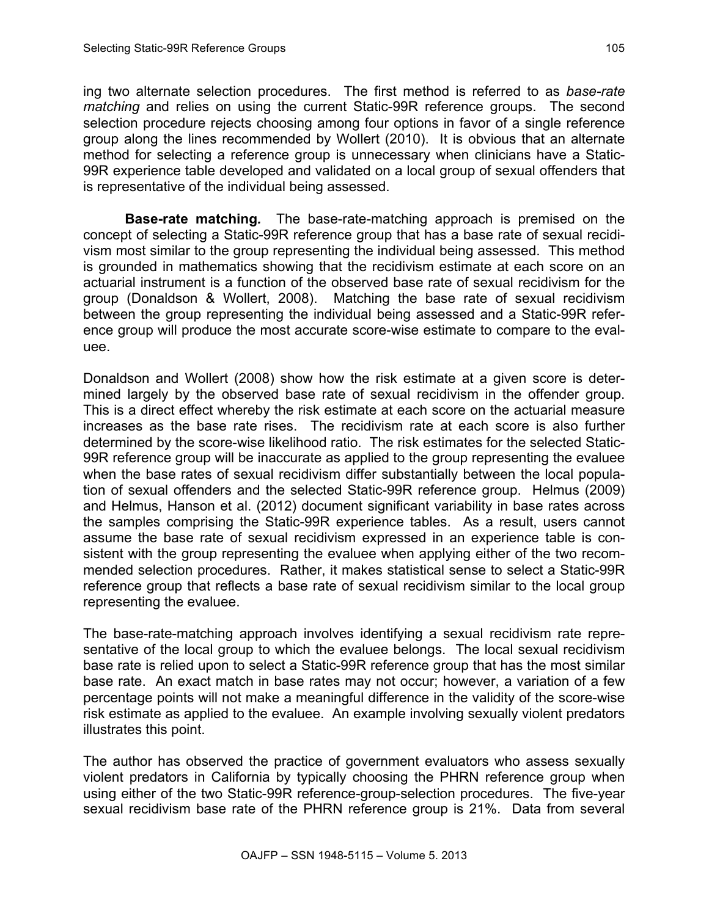ing two alternate selection procedures. The first method is referred to as *base-rate matching* and relies on using the current Static-99R reference groups. The second selection procedure rejects choosing among four options in favor of a single reference group along the lines recommended by Wollert (2010). It is obvious that an alternate method for selecting a reference group is unnecessary when clinicians have a Static-99R experience table developed and validated on a local group of sexual offenders that is representative of the individual being assessed.

**Base-rate matching.** The base-rate-matching approach is premised on the concept of selecting a Static-99R reference group that has a base rate of sexual recidivism most similar to the group representing the individual being assessed. This method is grounded in mathematics showing that the recidivism estimate at each score on an actuarial instrument is a function of the observed base rate of sexual recidivism for the group (Donaldson & Wollert, 2008). Matching the base rate of sexual recidivism between the group representing the individual being assessed and a Static-99R reference group will produce the most accurate score-wise estimate to compare to the evaluee.

Donaldson and Wollert (2008) show how the risk estimate at a given score is determined largely by the observed base rate of sexual recidivism in the offender group. This is a direct effect whereby the risk estimate at each score on the actuarial measure increases as the base rate rises. The recidivism rate at each score is also further determined by the score-wise likelihood ratio. The risk estimates for the selected Static-99R reference group will be inaccurate as applied to the group representing the evaluee when the base rates of sexual recidivism differ substantially between the local population of sexual offenders and the selected Static-99R reference group. Helmus (2009) and Helmus, Hanson et al. (2012) document significant variability in base rates across the samples comprising the Static-99R experience tables. As a result, users cannot assume the base rate of sexual recidivism expressed in an experience table is consistent with the group representing the evaluee when applying either of the two recommended selection procedures. Rather, it makes statistical sense to select a Static-99R reference group that reflects a base rate of sexual recidivism similar to the local group representing the evaluee.

The base-rate-matching approach involves identifying a sexual recidivism rate representative of the local group to which the evaluee belongs. The local sexual recidivism base rate is relied upon to select a Static-99R reference group that has the most similar base rate. An exact match in base rates may not occur; however, a variation of a few percentage points will not make a meaningful difference in the validity of the score-wise risk estimate as applied to the evaluee. An example involving sexually violent predators illustrates this point.

The author has observed the practice of government evaluators who assess sexually violent predators in California by typically choosing the PHRN reference group when using either of the two Static-99R reference-group-selection procedures. The five-year sexual recidivism base rate of the PHRN reference group is 21%. Data from several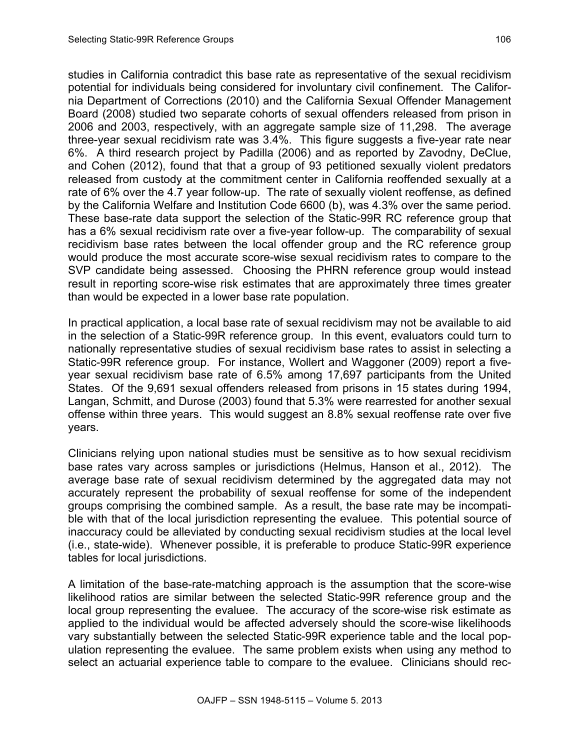studies in California contradict this base rate as representative of the sexual recidivism potential for individuals being considered for involuntary civil confinement. The California Department of Corrections (2010) and the California Sexual Offender Management Board (2008) studied two separate cohorts of sexual offenders released from prison in 2006 and 2003, respectively, with an aggregate sample size of 11,298. The average three-year sexual recidivism rate was 3.4%. This figure suggests a five-year rate near 6%. A third research project by Padilla (2006) and as reported by Zavodny, DeClue, and Cohen (2012), found that that a group of 93 petitioned sexually violent predators released from custody at the commitment center in California reoffended sexually at a rate of 6% over the 4.7 year follow-up. The rate of sexually violent reoffense, as defined by the California Welfare and Institution Code 6600 (b), was 4.3% over the same period. These base-rate data support the selection of the Static-99R RC reference group that has a 6% sexual recidivism rate over a five-year follow-up. The comparability of sexual recidivism base rates between the local offender group and the RC reference group would produce the most accurate score-wise sexual recidivism rates to compare to the SVP candidate being assessed. Choosing the PHRN reference group would instead result in reporting score-wise risk estimates that are approximately three times greater than would be expected in a lower base rate population.

In practical application, a local base rate of sexual recidivism may not be available to aid in the selection of a Static-99R reference group. In this event, evaluators could turn to nationally representative studies of sexual recidivism base rates to assist in selecting a Static-99R reference group. For instance, Wollert and Waggoner (2009) report a five-year sexual recidivism base rate of 6.5% among 17,697 participants from the United States. Of the 9,691 sexual offenders released from prisons in 15 states during 1994, Langan, Schmitt, and Durose (2003) found that 5.3% were rearrested for another sexual offense within three years. This would suggest an 8.8% sexual reoffense rate over five years.

Clinicians relying upon national studies must be sensitive as to how sexual recidivism base rates vary across samples or jurisdictions (Helmus, Hanson et al., 2012). The average base rate of sexual recidivism determined by the aggregated data may not accurately represent the probability of sexual reoffense for some of the independent groups comprising the combined sample. As a result, the base rate may be incompatible with that of the local jurisdiction representing the evaluee. This potential source of inaccuracy could be alleviated by conducting sexual recidivism studies at the local level (i.e., state-wide). Whenever possible, it is preferable to produce Static-99R experience tables for local jurisdictions.

A limitation of the base-rate-matching approach is the assumption that the score-wise likelihood ratios are similar between the selected Static-99R reference group and the local group representing the evaluee. The accuracy of the score-wise risk estimate as applied to the individual would be affected adversely should the score-wise likelihoods vary substantially between the selected Static-99R experience table and the local population representing the evaluee. The same problem exists when using any method to select an actuarial experience table to compare to the evaluee. Clinicians should rec-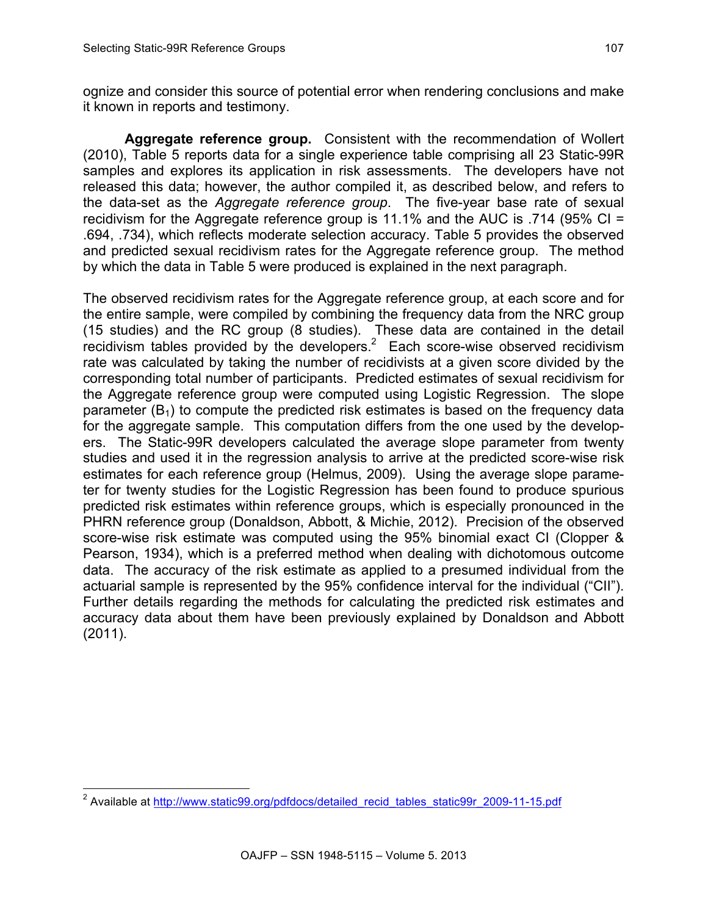ognize and consider this source of potential error when rendering conclusions and make it known in reports and testimony.

**Aggregate reference group.** Consistent with the recommendation of Wollert (2010), Table 5 reports data for a single experience table comprising all 23 Static-99R samples and explores its application in risk assessments. The developers have not released this data; however, the author compiled it, as described below, and refers to the data-set as the *Aggregate reference group*. The five-year base rate of sexual recidivism for the Aggregate reference group is 11.1% and the AUC is .714 (95% CI = .694, .734), which reflects moderate selection accuracy. Table 5 provides the observed and predicted sexual recidivism rates for the Aggregate reference group. The method by which the data in Table 5 were produced is explained in the next paragraph.

The observed recidivism rates for the Aggregate reference group, at each score and for the entire sample, were compiled by combining the frequency data from the NRC group (15 studies) and the RC group (8 studies). These data are contained in the detail recidivism tables provided by the developers.[2] Each score-wise observed recidivism rate was calculated by taking the number of recidivists at a given score divided by the corresponding total number of participants. Predicted estimates of sexual recidivism for the Aggregate reference group were computed using Logistic Regression. The slope parameter ($B_1$) to compute the predicted risk estimates is based on the frequency data for the aggregate sample. This computation differs from the one used by the developers. The Static-99R developers calculated the average slope parameter from twenty studies and used it in the regression analysis to arrive at the predicted score-wise risk estimates for each reference group (Helmus, 2009). Using the average slope parameter for twenty studies for the Logistic Regression has been found to produce spurious predicted risk estimates within reference groups, which is especially pronounced in the PHRN reference group (Donaldson, Abbott, & Michie, 2012). Precision of the observed score-wise risk estimate was computed using the 95% binomial exact CI (Clopper & Pearson, 1934), which is a preferred method when dealing with dichotomous outcome data. The accuracy of the risk estimate as applied to a presumed individual from the actuarial sample is represented by the 95% confidence interval for the individual ("CII"). Further details regarding the methods for calculating the predicted risk estimates and accuracy data about them have been previously explained by Donaldson and Abbott (2011).

[2] Available at http://www.static99.org/pdfdocs/detailed_recid_tables_static99r_2009-11-15.pdf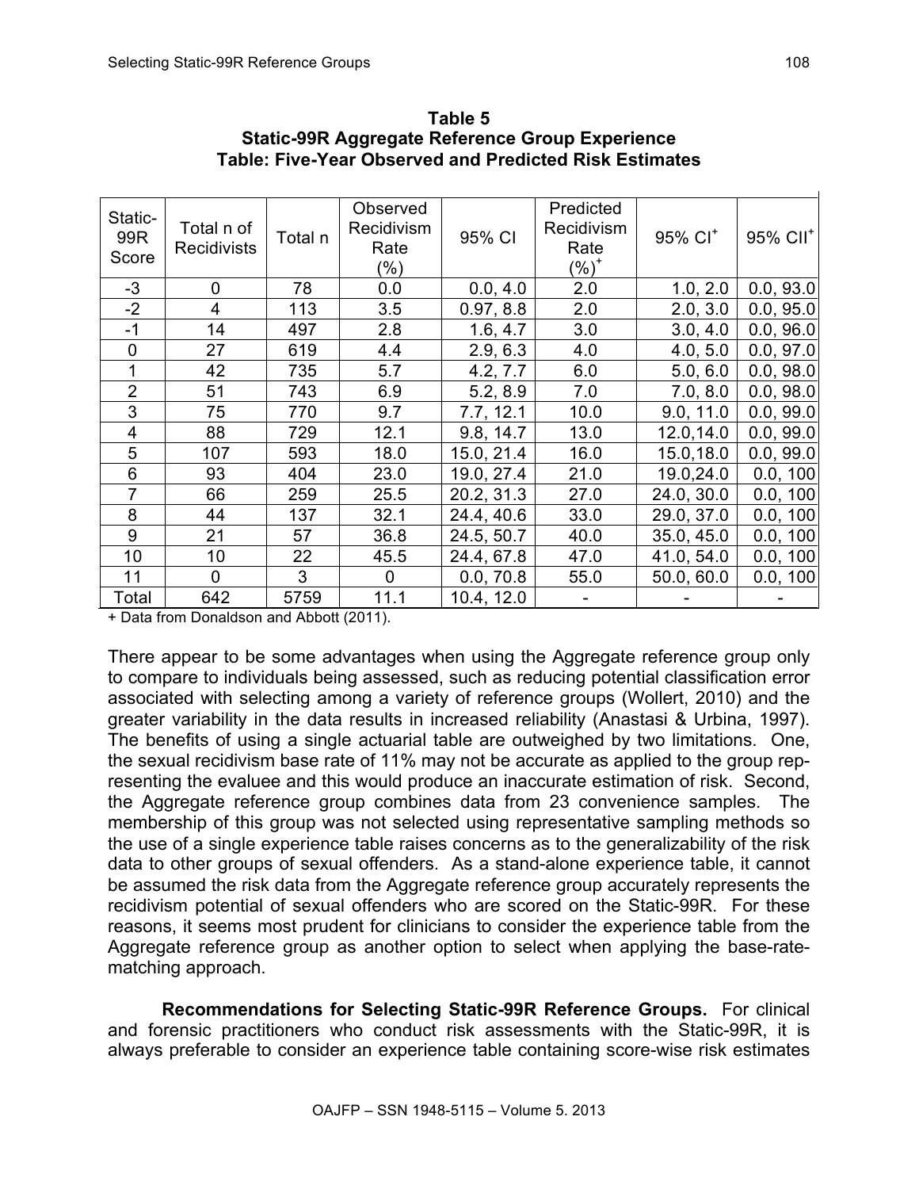**Table 5**
**Static-99R Aggregate Reference Group Experience Table: Five-Year Observed and Predicted Risk Estimates**

| Static-99R Score | Total n of Recidivists | Total n | Observed Recidivism Rate (%) | 95% CI | Predicted Recidivism Rate (%)+ | 95% CI+ | 95% CII+ |
|---|---|---|---|---|---|---|---|
| -3 | 0 | 78 | 0.0 | 0.0, 4.0 | 2.0 | 1.0, 2.0 | 0.0, 93.0 |
| -2 | 4 | 113 | 3.5 | 0.97, 8.8 | 2.0 | 2.0, 3.0 | 0.0, 95.0 |
| -1 | 14 | 497 | 2.8 | 1.6, 4.7 | 3.0 | 3.0, 4.0 | 0.0, 96.0 |
| 0 | 27 | 619 | 4.4 | 2.9, 6.3 | 4.0 | 4.0, 5.0 | 0.0, 97.0 |
| 1 | 42 | 735 | 5.7 | 4.2, 7.7 | 6.0 | 5.0, 6.0 | 0.0, 98.0 |
| 2 | 51 | 743 | 6.9 | 5.2, 8.9 | 7.0 | 7.0, 8.0 | 0.0, 98.0 |
| 3 | 75 | 770 | 9.7 | 7.7, 12.1 | 10.0 | 9.0, 11.0 | 0.0, 99.0 |
| 4 | 88 | 729 | 12.1 | 9.8, 14.7 | 13.0 | 12.0,14.0 | 0.0, 99.0 |
| 5 | 107 | 593 | 18.0 | 15.0, 21.4 | 16.0 | 15.0,18.0 | 0.0, 99.0 |
| 6 | 93 | 404 | 23.0 | 19.0, 27.4 | 21.0 | 19.0,24.0 | 0.0, 100 |
| 7 | 66 | 259 | 25.5 | 20.2, 31.3 | 27.0 | 24.0, 30.0 | 0.0, 100 |
| 8 | 44 | 137 | 32.1 | 24.4, 40.6 | 33.0 | 29.0, 37.0 | 0.0, 100 |
| 9 | 21 | 57 | 36.8 | 24.5, 50.7 | 40.0 | 35.0, 45.0 | 0.0, 100 |
| 10 | 10 | 22 | 45.5 | 24.4, 67.8 | 47.0 | 41.0, 54.0 | 0.0, 100 |
| 11 | 0 | 3 | 0 | 0.0, 70.8 | 55.0 | 50.0, 60.0 | 0.0, 100 |
| Total | 642 | 5759 | 11.1 | 10.4, 12.0 | - | - | - |

+ Data from Donaldson and Abbott (2011).

There appear to be some advantages when using the Aggregate reference group only to compare to individuals being assessed, such as reducing potential classification error associated with selecting among a variety of reference groups (Wollert, 2010) and the greater variability in the data results in increased reliability (Anastasi & Urbina, 1997). The benefits of using a single actuarial table are outweighed by two limitations. One, the sexual recidivism base rate of 11% may not be accurate as applied to the group representing the evaluee and this would produce an inaccurate estimation of risk. Second, the Aggregate reference group combines data from 23 convenience samples. The membership of this group was not selected using representative sampling methods so the use of a single experience table raises concerns as to the generalizability of the risk data to other groups of sexual offenders. As a stand-alone experience table, it cannot be assumed the risk data from the Aggregate reference group accurately represents the recidivism potential of sexual offenders who are scored on the Static-99R. For these reasons, it seems most prudent for clinicians to consider the experience table from the Aggregate reference group as another option to select when applying the base-rate-matching approach.

**Recommendations for Selecting Static-99R Reference Groups.** For clinical and forensic practitioners who conduct risk assessments with the Static-99R, it is always preferable to consider an experience table containing score-wise risk estimates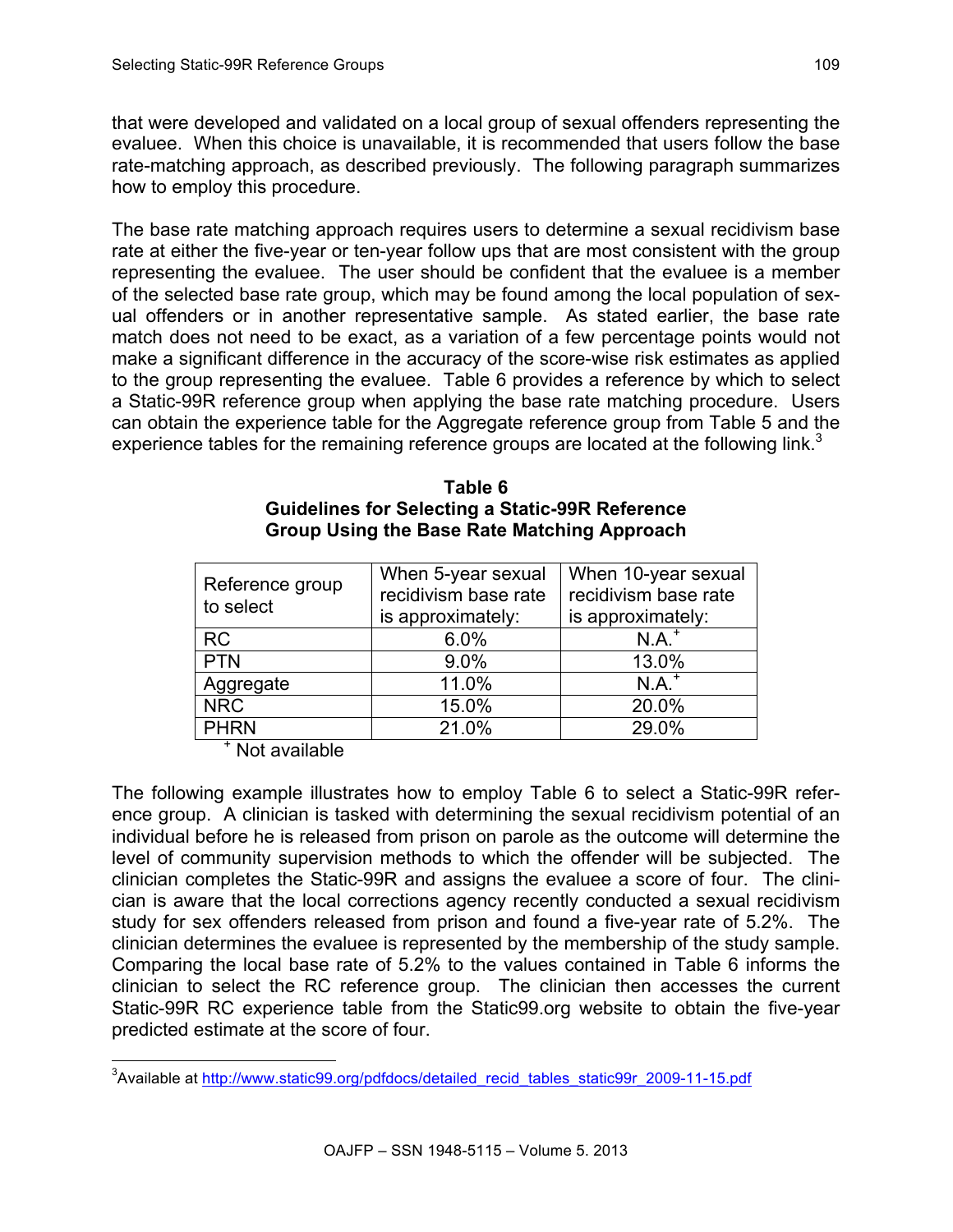that were developed and validated on a local group of sexual offenders representing the evaluee. When this choice is unavailable, it is recommended that users follow the base rate-matching approach, as described previously. The following paragraph summarizes how to employ this procedure.

The base rate matching approach requires users to determine a sexual recidivism base rate at either the five-year or ten-year follow ups that are most consistent with the group representing the evaluee. The user should be confident that the evaluee is a member of the selected base rate group, which may be found among the local population of sexual offenders or in another representative sample. As stated earlier, the base rate match does not need to be exact, as a variation of a few percentage points would not make a significant difference in the accuracy of the score-wise risk estimates as applied to the group representing the evaluee. Table 6 provides a reference by which to select a Static-99R reference group when applying the base rate matching procedure. Users can obtain the experience table for the Aggregate reference group from Table 5 and the experience tables for the remaining reference groups are located at the following link.[3]

**Table 6**
**Guidelines for Selecting a Static-99R Reference Group Using the Base Rate Matching Approach**

| Reference group to select | When 5-year sexual recidivism base rate is approximately: | When 10-year sexual recidivism base rate is approximately: |
|---|---|---|
| RC | 6.0% | N.A.⁺ |
| PTN | 9.0% | 13.0% |
| Aggregate | 11.0% | N.A.⁺ |
| NRC | 15.0% | 20.0% |
| PHRN | 21.0% | 29.0% |

⁺ Not available

The following example illustrates how to employ Table 6 to select a Static-99R reference group. A clinician is tasked with determining the sexual recidivism potential of an individual before he is released from prison on parole as the outcome will determine the level of community supervision methods to which the offender will be subjected. The clinician completes the Static-99R and assigns the evaluee a score of four. The clinician is aware that the local corrections agency recently conducted a sexual recidivism study for sex offenders released from prison and found a five-year rate of 5.2%. The clinician determines the evaluee is represented by the membership of the study sample. Comparing the local base rate of 5.2% to the values contained in Table 6 informs the clinician to select the RC reference group. The clinician then accesses the current Static-99R RC experience table from the Static99.org website to obtain the five-year predicted estimate at the score of four.

[3] Available at http://www.static99.org/pdfdocs/detailed_recid_tables_static99r_2009-11-15.pdf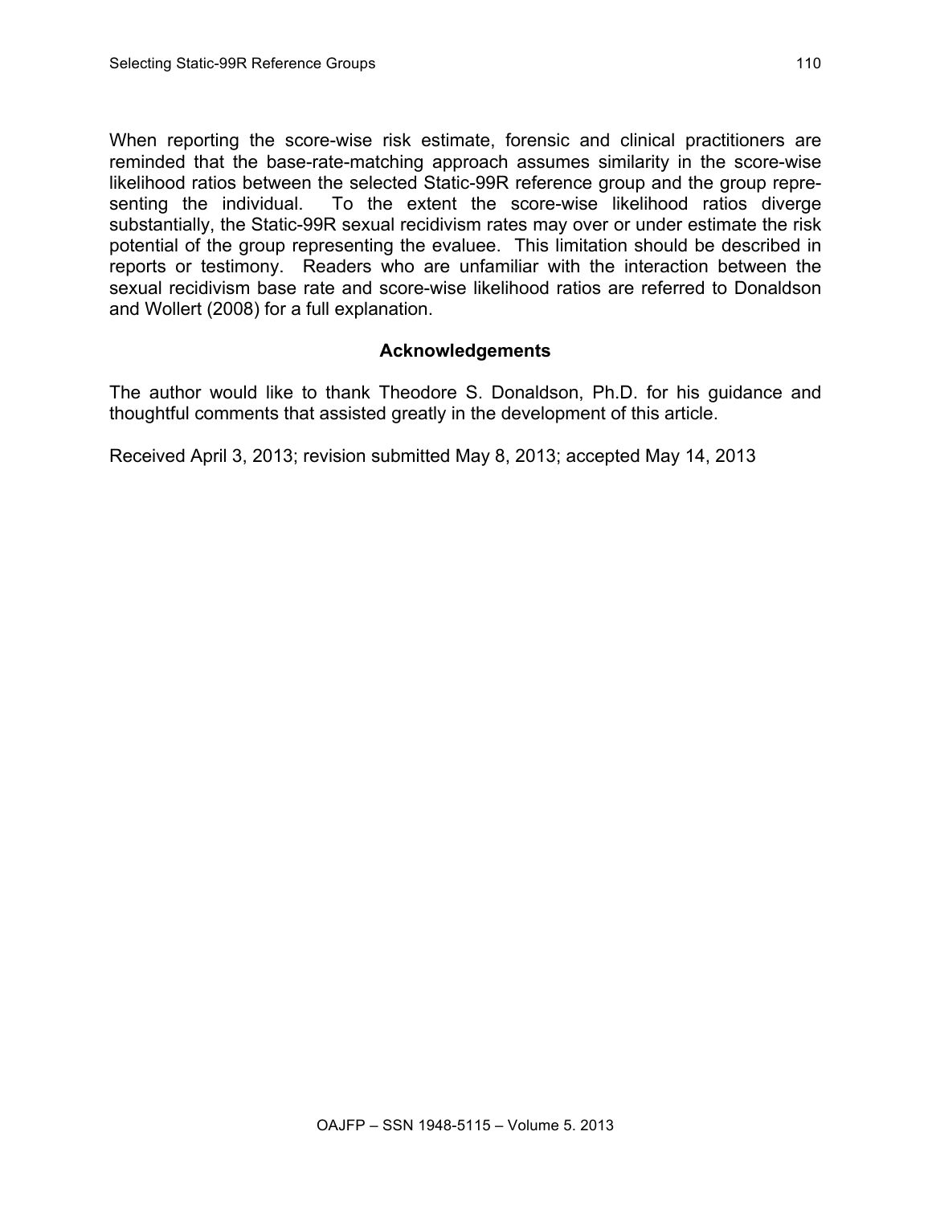When reporting the score-wise risk estimate, forensic and clinical practitioners are reminded that the base-rate-matching approach assumes similarity in the score-wise likelihood ratios between the selected Static-99R reference group and the group representing the individual. To the extent the score-wise likelihood ratios diverge substantially, the Static-99R sexual recidivism rates may over or under estimate the risk potential of the group representing the evaluee. This limitation should be described in reports or testimony. Readers who are unfamiliar with the interaction between the sexual recidivism base rate and score-wise likelihood ratios are referred to Donaldson and Wollert (2008) for a full explanation.

## Acknowledgements

The author would like to thank Theodore S. Donaldson, Ph.D. for his guidance and thoughtful comments that assisted greatly in the development of this article.

Received April 3, 2013; revision submitted May 8, 2013; accepted May 14, 2013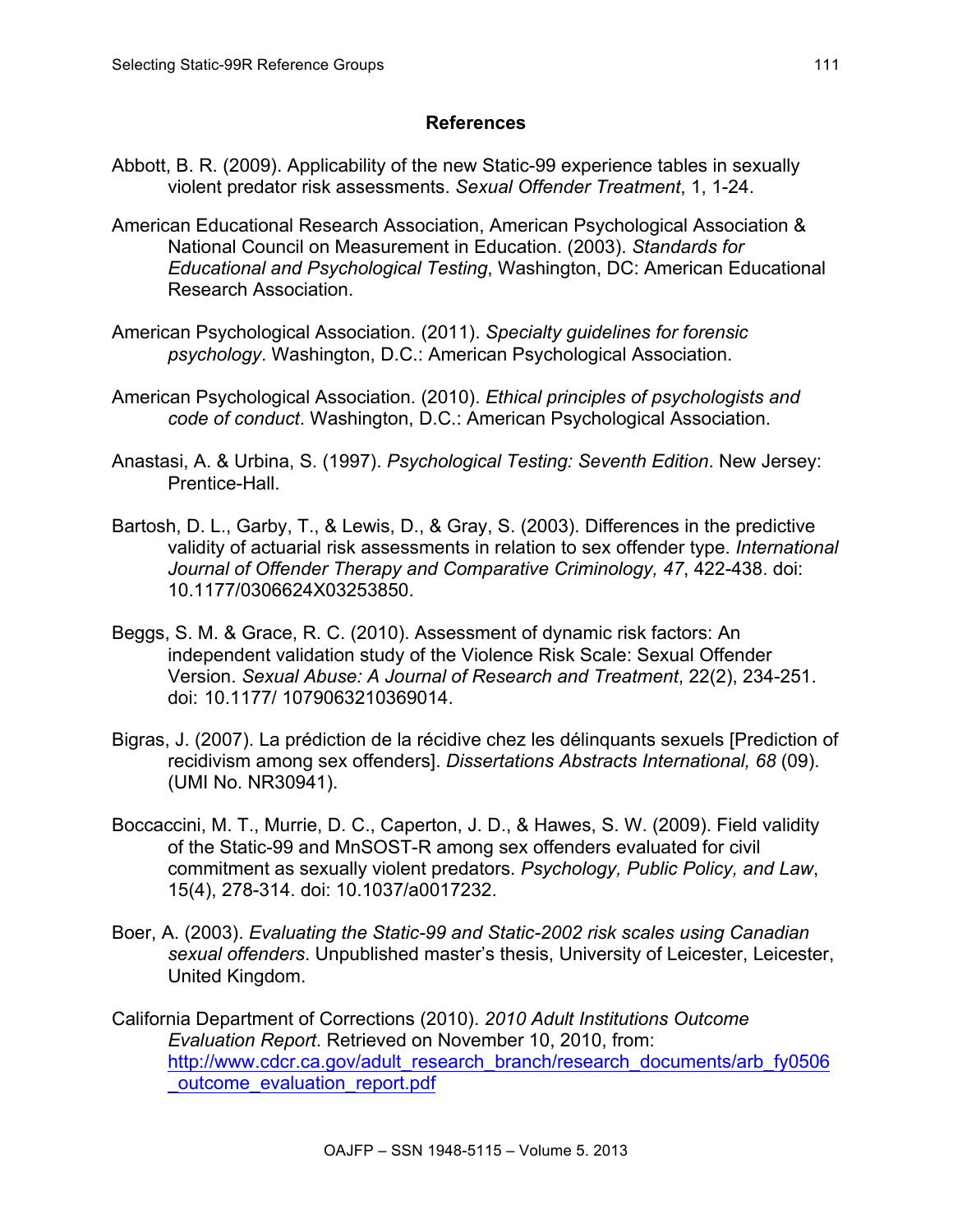## References

Abbott, B. R. (2009). Applicability of the new Static-99 experience tables in sexually violent predator risk assessments. *Sexual Offender Treatment*, 1, 1-24.

American Educational Research Association, American Psychological Association & National Council on Measurement in Education. (2003). *Standards for Educational and Psychological Testing*, Washington, DC: American Educational Research Association.

American Psychological Association. (2011). *Specialty guidelines for forensic psychology*. Washington, D.C.: American Psychological Association.

American Psychological Association. (2010). *Ethical principles of psychologists and code of conduct*. Washington, D.C.: American Psychological Association.

Anastasi, A. & Urbina, S. (1997). *Psychological Testing: Seventh Edition*. New Jersey: Prentice-Hall.

Bartosh, D. L., Garby, T., & Lewis, D., & Gray, S. (2003). Differences in the predictive validity of actuarial risk assessments in relation to sex offender type. *International Journal of Offender Therapy and Comparative Criminology, 47*, 422-438. doi: 10.1177/0306624X03253850.

Beggs, S. M. & Grace, R. C. (2010). Assessment of dynamic risk factors: An independent validation study of the Violence Risk Scale: Sexual Offender Version. *Sexual Abuse: A Journal of Research and Treatment*, 22(2), 234-251. doi: 10.1177/ 1079063210369014.

Bigras, J. (2007). La prédiction de la récidive chez les délinquants sexuels [Prediction of recidivism among sex offenders]. *Dissertations Abstracts International, 68* (09). (UMI No. NR30941).

Boccaccini, M. T., Murrie, D. C., Caperton, J. D., & Hawes, S. W. (2009). Field validity of the Static-99 and MnSOST-R among sex offenders evaluated for civil commitment as sexually violent predators. *Psychology, Public Policy, and Law*, 15(4), 278-314. doi: 10.1037/a0017232.

Boer, A. (2003). *Evaluating the Static-99 and Static-2002 risk scales using Canadian sexual offenders*. Unpublished master's thesis, University of Leicester, Leicester, United Kingdom.

California Department of Corrections (2010). *2010 Adult Institutions Outcome Evaluation Report*. Retrieved on November 10, 2010, from: http://www.cdcr.ca.gov/adult_research_branch/research_documents/arb_fy0506_outcome_evaluation_report.pdf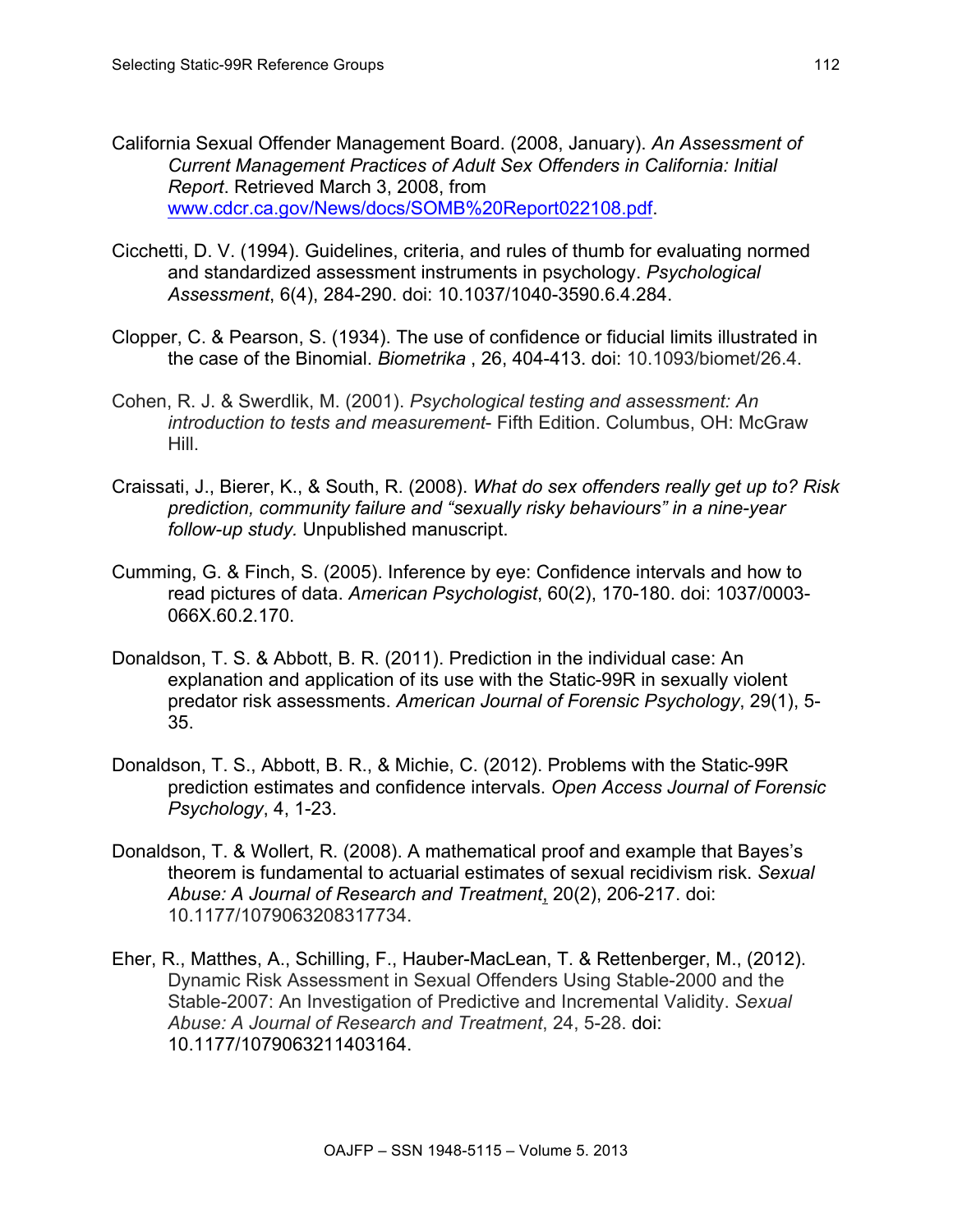California Sexual Offender Management Board. (2008, January). *An Assessment of Current Management Practices of Adult Sex Offenders in California: Initial Report*. Retrieved March 3, 2008, from [www.cdcr.ca.gov/News/docs/SOMB%20Report022108.pdf](www.cdcr.ca.gov/News/docs/SOMB%20Report022108.pdf).

Cicchetti, D. V. (1994). Guidelines, criteria, and rules of thumb for evaluating normed and standardized assessment instruments in psychology. *Psychological Assessment*, 6(4), 284-290. doi: 10.1037/1040-3590.6.4.284.

Clopper, C. & Pearson, S. (1934). The use of confidence or fiducial limits illustrated in the case of the Binomial. *Biometrika* , 26, 404-413. doi: 10.1093/biomet/26.4.

Cohen, R. J. & Swerdlik, M. (2001). *Psychological testing and assessment: An introduction to tests and measurement*- Fifth Edition. Columbus, OH: McGraw Hill.

Craissati, J., Bierer, K., & South, R. (2008). *What do sex offenders really get up to? Risk prediction, community failure and "sexually risky behaviours" in a nine-year follow-up study.* Unpublished manuscript.

Cumming, G. & Finch, S. (2005). Inference by eye: Confidence intervals and how to read pictures of data. *American Psychologist*, 60(2), 170-180. doi: 1037/0003-066X.60.2.170.

Donaldson, T. S. & Abbott, B. R. (2011). Prediction in the individual case: An explanation and application of its use with the Static-99R in sexually violent predator risk assessments. *American Journal of Forensic Psychology*, 29(1), 5-35.

Donaldson, T. S., Abbott, B. R., & Michie, C. (2012). Problems with the Static-99R prediction estimates and confidence intervals. *Open Access Journal of Forensic Psychology*, 4, 1-23.

Donaldson, T. & Wollert, R. (2008). A mathematical proof and example that Bayes's theorem is fundamental to actuarial estimates of sexual recidivism risk. *Sexual Abuse: A Journal of Research and Treatment*, 20(2), 206-217. doi: 10.1177/1079063208317734.

Eher, R., Matthes, A., Schilling, F., Hauber-MacLean, T. & Rettenberger, M., (2012). Dynamic Risk Assessment in Sexual Offenders Using Stable-2000 and the Stable-2007: An Investigation of Predictive and Incremental Validity. *Sexual Abuse: A Journal of Research and Treatment*, 24, 5-28. doi: 10.1177/1079063211403164.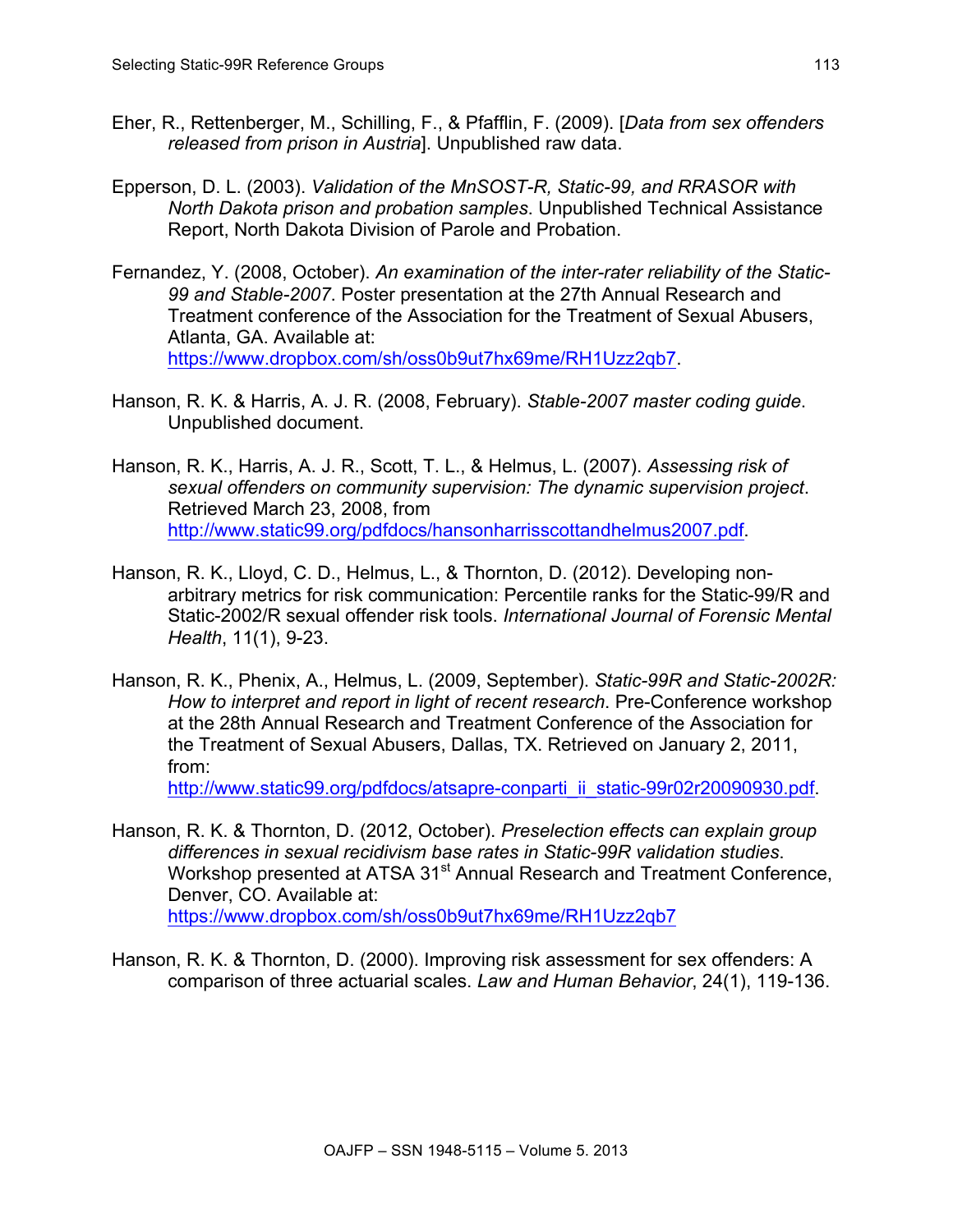Eher, R., Rettenberger, M., Schilling, F., & Pfafflin, F. (2009). [*Data from sex offenders released from prison in Austria*]. Unpublished raw data.

Epperson, D. L. (2003). *Validation of the MnSOST-R, Static-99, and RRASOR with North Dakota prison and probation samples*. Unpublished Technical Assistance Report, North Dakota Division of Parole and Probation.

Fernandez, Y. (2008, October). *An examination of the inter-rater reliability of the Static-99 and Stable-2007*. Poster presentation at the 27th Annual Research and Treatment conference of the Association for the Treatment of Sexual Abusers, Atlanta, GA. Available at: https://www.dropbox.com/sh/oss0b9ut7hx69me/RH1Uzz2qb7.

Hanson, R. K. & Harris, A. J. R. (2008, February). *Stable-2007 master coding guide*. Unpublished document.

Hanson, R. K., Harris, A. J. R., Scott, T. L., & Helmus, L. (2007). *Assessing risk of sexual offenders on community supervision: The dynamic supervision project*. Retrieved March 23, 2008, from http://www.static99.org/pdfdocs/hansonharrisscottandhelmus2007.pdf.

Hanson, R. K., Lloyd, C. D., Helmus, L., & Thornton, D. (2012). Developing non-arbitrary metrics for risk communication: Percentile ranks for the Static-99/R and Static-2002/R sexual offender risk tools. *International Journal of Forensic Mental Health*, 11(1), 9-23.

Hanson, R. K., Phenix, A., Helmus, L. (2009, September). *Static-99R and Static-2002R: How to interpret and report in light of recent research*. Pre-Conference workshop at the 28th Annual Research and Treatment Conference of the Association for the Treatment of Sexual Abusers, Dallas, TX. Retrieved on January 2, 2011, from: http://www.static99.org/pdfdocs/atsapre-conparti_ii_static-99r02r20090930.pdf.

Hanson, R. K. & Thornton, D. (2012, October). *Preselection effects can explain group differences in sexual recidivism base rates in Static-99R validation studies*. Workshop presented at ATSA 31st Annual Research and Treatment Conference, Denver, CO. Available at: https://www.dropbox.com/sh/oss0b9ut7hx69me/RH1Uzz2qb7

Hanson, R. K. & Thornton, D. (2000). Improving risk assessment for sex offenders: A comparison of three actuarial scales. *Law and Human Behavior*, 24(1), 119-136.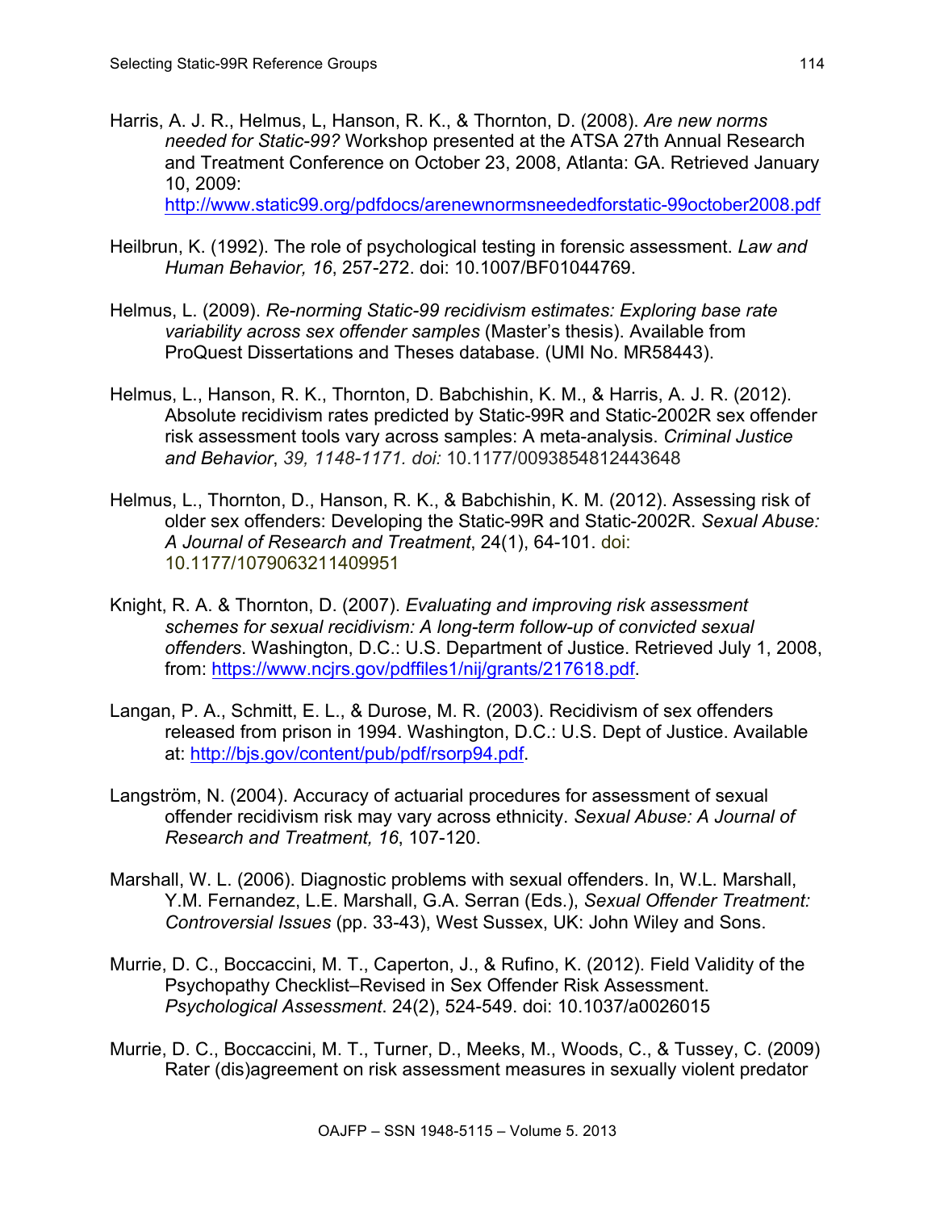Harris, A. J. R., Helmus, L, Hanson, R. K., & Thornton, D. (2008). *Are new norms needed for Static-99?* Workshop presented at the ATSA 27th Annual Research and Treatment Conference on October 23, 2008, Atlanta: GA. Retrieved January 10, 2009: http://www.static99.org/pdfdocs/arenewnormsneededforstatic-99october2008.pdf

Heilbrun, K. (1992). The role of psychological testing in forensic assessment. *Law and Human Behavior, 16*, 257-272. doi: 10.1007/BF01044769.

Helmus, L. (2009). *Re-norming Static-99 recidivism estimates: Exploring base rate variability across sex offender samples* (Master's thesis). Available from ProQuest Dissertations and Theses database. (UMI No. MR58443).

Helmus, L., Hanson, R. K., Thornton, D. Babchishin, K. M., & Harris, A. J. R. (2012). Absolute recidivism rates predicted by Static-99R and Static-2002R sex offender risk assessment tools vary across samples: A meta-analysis. *Criminal Justice and Behavior*, *39, 1148-1171. doi:* 10.1177/0093854812443648

Helmus, L., Thornton, D., Hanson, R. K., & Babchishin, K. M. (2012). Assessing risk of older sex offenders: Developing the Static-99R and Static-2002R. *Sexual Abuse: A Journal of Research and Treatment*, 24(1), 64-101. doi: 10.1177/1079063211409951

Knight, R. A. & Thornton, D. (2007). *Evaluating and improving risk assessment schemes for sexual recidivism: A long-term follow-up of convicted sexual offenders*. Washington, D.C.: U.S. Department of Justice. Retrieved July 1, 2008, from: https://www.ncjrs.gov/pdffiles1/nij/grants/217618.pdf.

Langan, P. A., Schmitt, E. L., & Durose, M. R. (2003). Recidivism of sex offenders released from prison in 1994. Washington, D.C.: U.S. Dept of Justice. Available at: http://bjs.gov/content/pub/pdf/rsorp94.pdf.

Langström, N. (2004). Accuracy of actuarial procedures for assessment of sexual offender recidivism risk may vary across ethnicity. *Sexual Abuse: A Journal of Research and Treatment, 16*, 107-120.

Marshall, W. L. (2006). Diagnostic problems with sexual offenders. In, W.L. Marshall, Y.M. Fernandez, L.E. Marshall, G.A. Serran (Eds.), *Sexual Offender Treatment: Controversial Issues* (pp. 33-43), West Sussex, UK: John Wiley and Sons.

Murrie, D. C., Boccaccini, M. T., Caperton, J., & Rufino, K. (2012). Field Validity of the Psychopathy Checklist–Revised in Sex Offender Risk Assessment. *Psychological Assessment*. 24(2), 524-549. doi: 10.1037/a0026015

Murrie, D. C., Boccaccini, M. T., Turner, D., Meeks, M., Woods, C., & Tussey, C. (2009) Rater (dis)agreement on risk assessment measures in sexually violent predator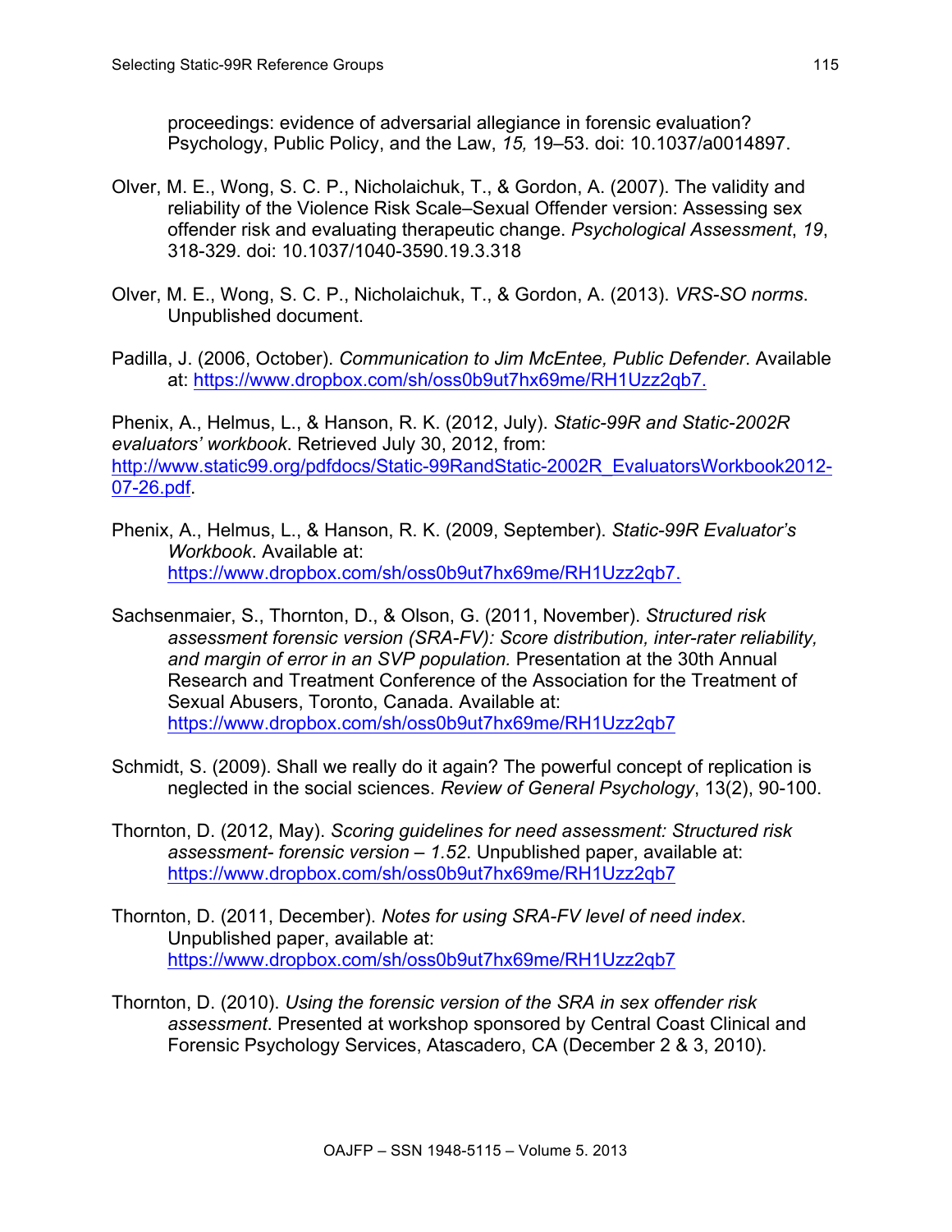proceedings: evidence of adversarial allegiance in forensic evaluation? Psychology, Public Policy, and the Law, *15,* 19–53. doi: 10.1037/a0014897.

Olver, M. E., Wong, S. C. P., Nicholaichuk, T., & Gordon, A. (2007). The validity and reliability of the Violence Risk Scale–Sexual Offender version: Assessing sex offender risk and evaluating therapeutic change. *Psychological Assessment*, *19*, 318-329. doi: 10.1037/1040-3590.19.3.318

Olver, M. E., Wong, S. C. P., Nicholaichuk, T., & Gordon, A. (2013). *VRS-SO norms*. Unpublished document.

Padilla, J. (2006, October). *Communication to Jim McEntee, Public Defender*. Available at: https://www.dropbox.com/sh/oss0b9ut7hx69me/RH1Uzz2qb7.

Phenix, A., Helmus, L., & Hanson, R. K. (2012, July). *Static-99R and Static-2002R evaluators' workbook*. Retrieved July 30, 2012, from: http://www.static99.org/pdfdocs/Static-99RandStatic-2002R_EvaluatorsWorkbook2012-07-26.pdf.

Phenix, A., Helmus, L., & Hanson, R. K. (2009, September). *Static-99R Evaluator's Workbook*. Available at: https://www.dropbox.com/sh/oss0b9ut7hx69me/RH1Uzz2qb7.

Sachsenmaier, S., Thornton, D., & Olson, G. (2011, November). *Structured risk assessment forensic version (SRA-FV): Score distribution, inter-rater reliability, and margin of error in an SVP population.* Presentation at the 30th Annual Research and Treatment Conference of the Association for the Treatment of Sexual Abusers, Toronto, Canada. Available at: https://www.dropbox.com/sh/oss0b9ut7hx69me/RH1Uzz2qb7

Schmidt, S. (2009). Shall we really do it again? The powerful concept of replication is neglected in the social sciences. *Review of General Psychology*, 13(2), 90-100.

Thornton, D. (2012, May). *Scoring guidelines for need assessment: Structured risk assessment- forensic version – 1.52*. Unpublished paper, available at: https://www.dropbox.com/sh/oss0b9ut7hx69me/RH1Uzz2qb7

Thornton, D. (2011, December). *Notes for using SRA-FV level of need index*. Unpublished paper, available at: https://www.dropbox.com/sh/oss0b9ut7hx69me/RH1Uzz2qb7

Thornton, D. (2010). *Using the forensic version of the SRA in sex offender risk assessment*. Presented at workshop sponsored by Central Coast Clinical and Forensic Psychology Services, Atascadero, CA (December 2 & 3, 2010).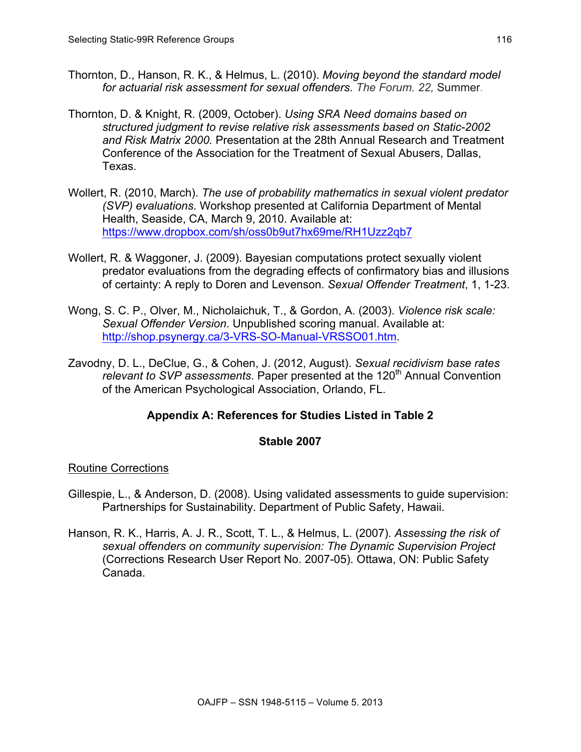Thornton, D., Hanson, R. K., & Helmus, L. (2010). *Moving beyond the standard model for actuarial risk assessment for sexual offenders*. The Forum. 22, Summer.

Thornton, D. & Knight, R. (2009, October). *Using SRA Need domains based on structured judgment to revise relative risk assessments based on Static-2002 and Risk Matrix 2000.* Presentation at the 28th Annual Research and Treatment Conference of the Association for the Treatment of Sexual Abusers, Dallas, Texas.

Wollert, R. (2010, March). *The use of probability mathematics in sexual violent predator (SVP) evaluations*. Workshop presented at California Department of Mental Health, Seaside, CA, March 9, 2010. Available at: https://www.dropbox.com/sh/oss0b9ut7hx69me/RH1Uzz2qb7

Wollert, R. & Waggoner, J. (2009). Bayesian computations protect sexually violent predator evaluations from the degrading effects of confirmatory bias and illusions of certainty: A reply to Doren and Levenson. *Sexual Offender Treatment*, 1, 1-23.

Wong, S. C. P., Olver, M., Nicholaichuk, T., & Gordon, A. (2003). *Violence risk scale: Sexual Offender Version*. Unpublished scoring manual. Available at: http://shop.psynergy.ca/3-VRS-SO-Manual-VRSSO01.htm.

Zavodny, D. L., DeClue, G., & Cohen, J. (2012, August). *Sexual recidivism base rates relevant to SVP assessments.* Paper presented at the 120th Annual Convention of the American Psychological Association, Orlando, FL.

## Appendix A: References for Studies Listed in Table 2

### Stable 2007

Routine Corrections

Gillespie, L., & Anderson, D. (2008). Using validated assessments to guide supervision: Partnerships for Sustainability. Department of Public Safety, Hawaii.

Hanson, R. K., Harris, A. J. R., Scott, T. L., & Helmus, L. (2007). *Assessing the risk of sexual offenders on community supervision: The Dynamic Supervision Project* (Corrections Research User Report No. 2007-05). Ottawa, ON: Public Safety Canada.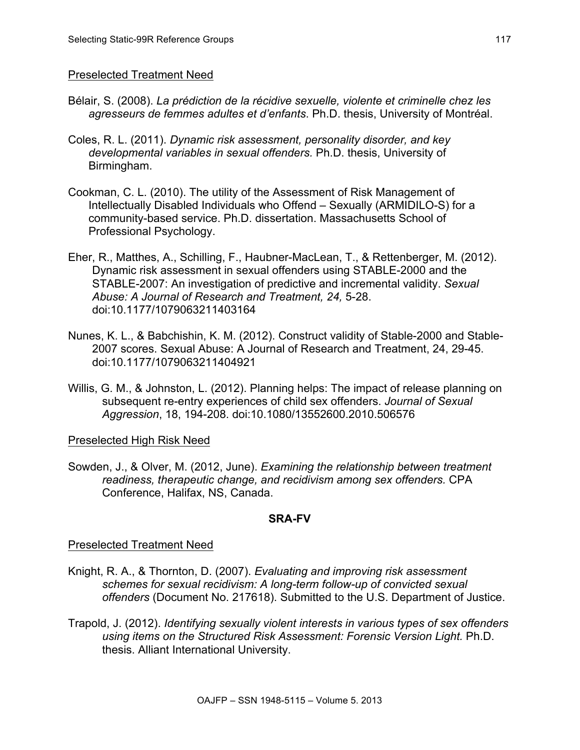Preselected Treatment Need

Bélair, S. (2008). *La prédiction de la récidive sexuelle, violente et criminelle chez les agresseurs de femmes adultes et d'enfants*. Ph.D. thesis, University of Montréal.

Coles, R. L. (2011). *Dynamic risk assessment, personality disorder, and key developmental variables in sexual offenders.* Ph.D. thesis, University of Birmingham.

Cookman, C. L. (2010). The utility of the Assessment of Risk Management of Intellectually Disabled Individuals who Offend – Sexually (ARMIDILO-S) for a community-based service. Ph.D. dissertation. Massachusetts School of Professional Psychology.

Eher, R., Matthes, A., Schilling, F., Haubner-MacLean, T., & Rettenberger, M. (2012). Dynamic risk assessment in sexual offenders using STABLE-2000 and the STABLE-2007: An investigation of predictive and incremental validity. *Sexual Abuse: A Journal of Research and Treatment, 24,* 5-28. doi:10.1177/1079063211403164

Nunes, K. L., & Babchishin, K. M. (2012). Construct validity of Stable-2000 and Stable-2007 scores. Sexual Abuse: A Journal of Research and Treatment, 24, 29-45. doi:10.1177/1079063211404921

Willis, G. M., & Johnston, L. (2012). Planning helps: The impact of release planning on subsequent re-entry experiences of child sex offenders. *Journal of Sexual Aggression*, 18, 194-208. doi:10.1080/13552600.2010.506576

Preselected High Risk Need

Sowden, J., & Olver, M. (2012, June). *Examining the relationship between treatment readiness, therapeutic change, and recidivism among sex offenders.* CPA Conference, Halifax, NS, Canada.

## SRA-FV

Preselected Treatment Need

Knight, R. A., & Thornton, D. (2007). *Evaluating and improving risk assessment schemes for sexual recidivism: A long-term follow-up of convicted sexual offenders* (Document No. 217618). Submitted to the U.S. Department of Justice.

Trapold, J. (2012). *Identifying sexually violent interests in various types of sex offenders using items on the Structured Risk Assessment: Forensic Version Light.* Ph.D. thesis. Alliant International University.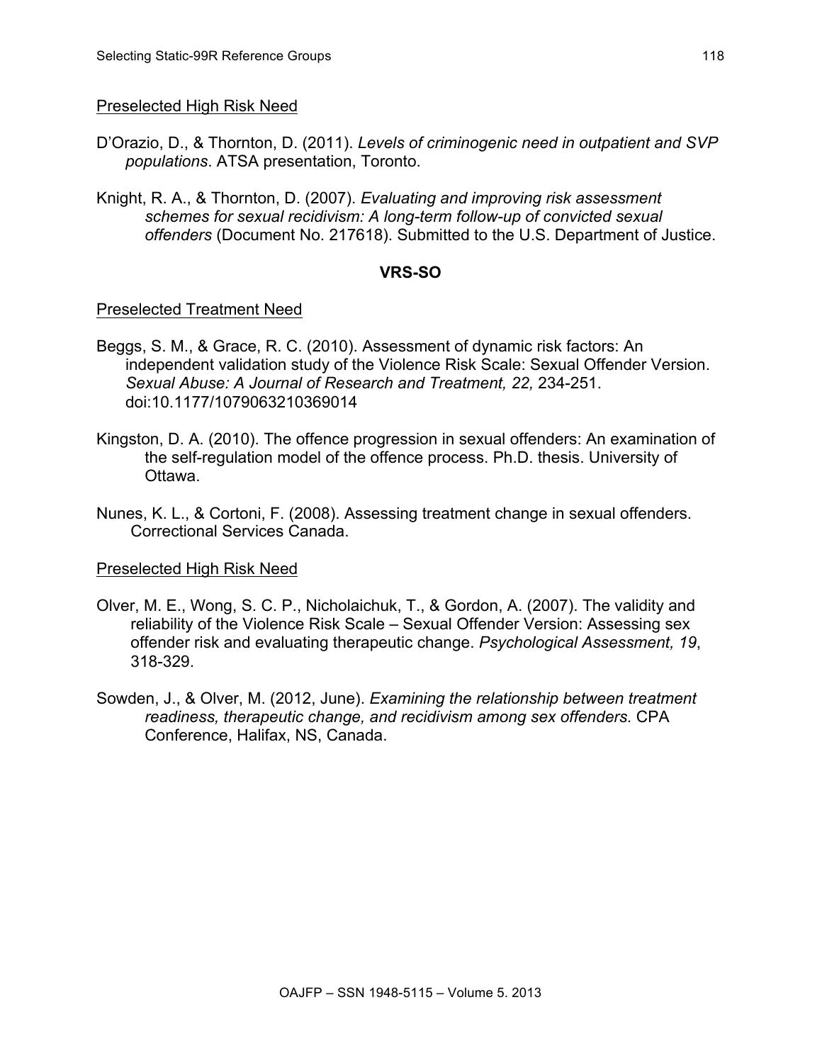Preselected High Risk Need

D'Orazio, D., & Thornton, D. (2011). *Levels of criminogenic need in outpatient and SVP populations*. ATSA presentation, Toronto.

Knight, R. A., & Thornton, D. (2007). *Evaluating and improving risk assessment schemes for sexual recidivism: A long-term follow-up of convicted sexual offenders* (Document No. 217618). Submitted to the U.S. Department of Justice.

**VRS-SO**

Preselected Treatment Need

Beggs, S. M., & Grace, R. C. (2010). Assessment of dynamic risk factors: An independent validation study of the Violence Risk Scale: Sexual Offender Version. *Sexual Abuse: A Journal of Research and Treatment, 22,* 234-251. doi:10.1177/1079063210369014

Kingston, D. A. (2010). The offence progression in sexual offenders: An examination of the self-regulation model of the offence process. Ph.D. thesis. University of Ottawa.

Nunes, K. L., & Cortoni, F. (2008). Assessing treatment change in sexual offenders. Correctional Services Canada.

Preselected High Risk Need

Olver, M. E., Wong, S. C. P., Nicholaichuk, T., & Gordon, A. (2007). The validity and reliability of the Violence Risk Scale – Sexual Offender Version: Assessing sex offender risk and evaluating therapeutic change. *Psychological Assessment, 19*, 318-329.

Sowden, J., & Olver, M. (2012, June). *Examining the relationship between treatment readiness, therapeutic change, and recidivism among sex offenders.* CPA Conference, Halifax, NS, Canada.